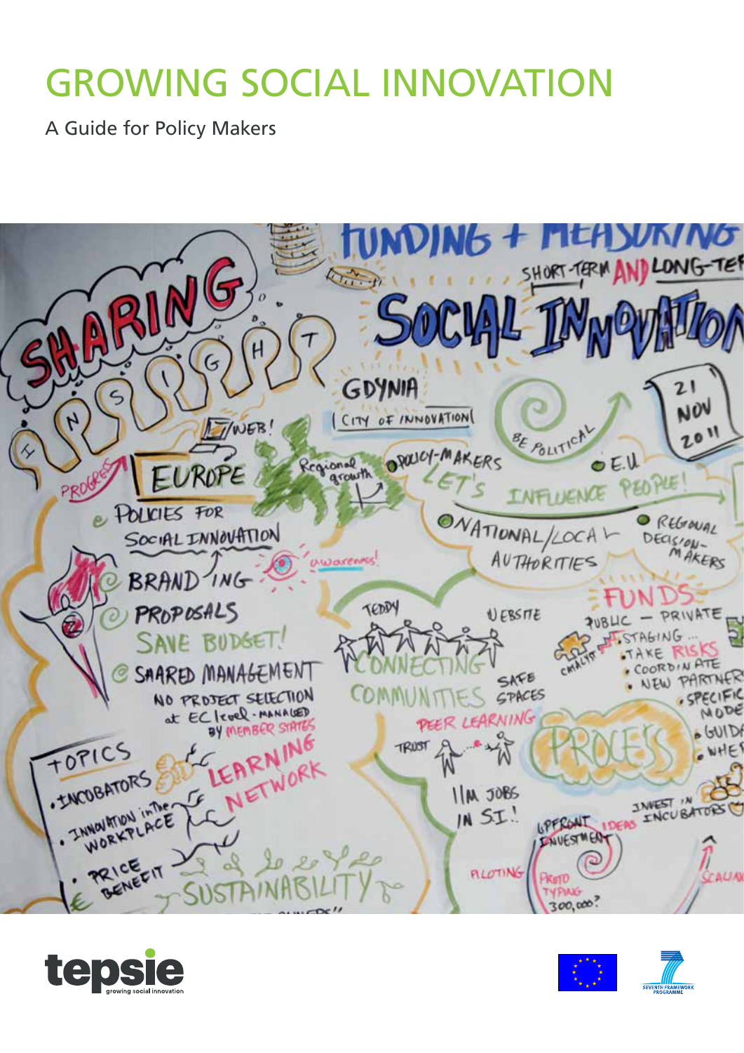# GROWING SOCIAL INNOVATION

A Guide for Policy Makers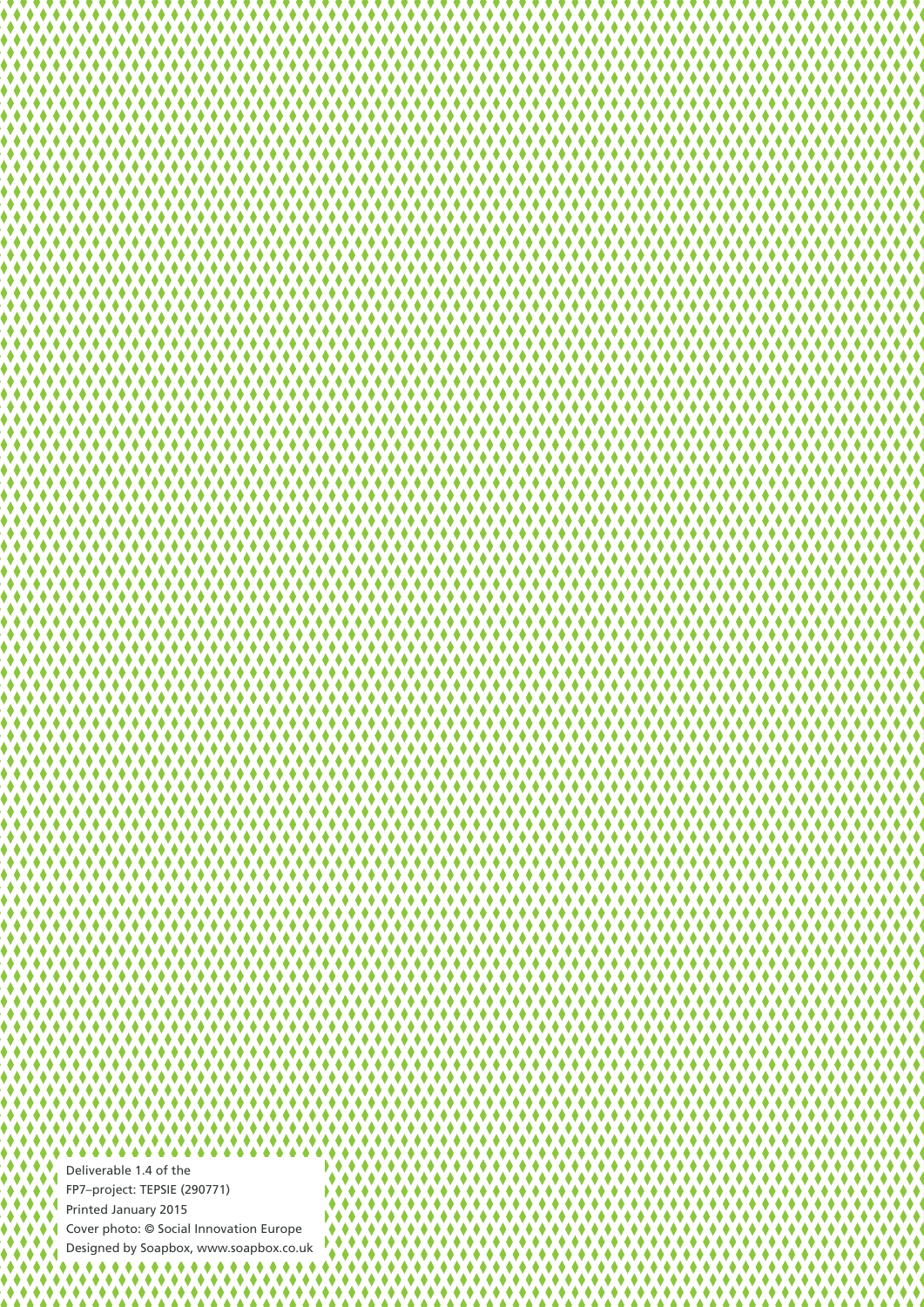Deliverable 1.4 of the
FP7–project: TEPSIE (290771)
Printed January 2015
Cover photo: © Social Innovation Europe
Designed by Soapbox, www.soapbox.co.uk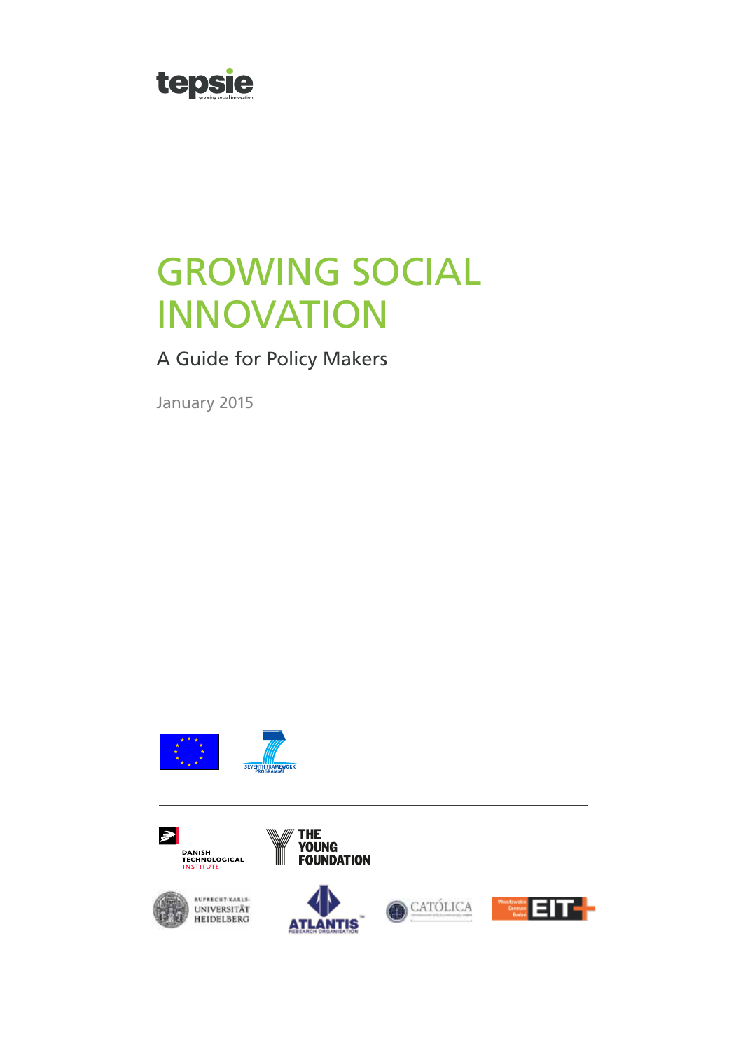tepsie

growing social innovation

# GROWING SOCIAL INNOVATION

## A Guide for Policy Makers

January 2015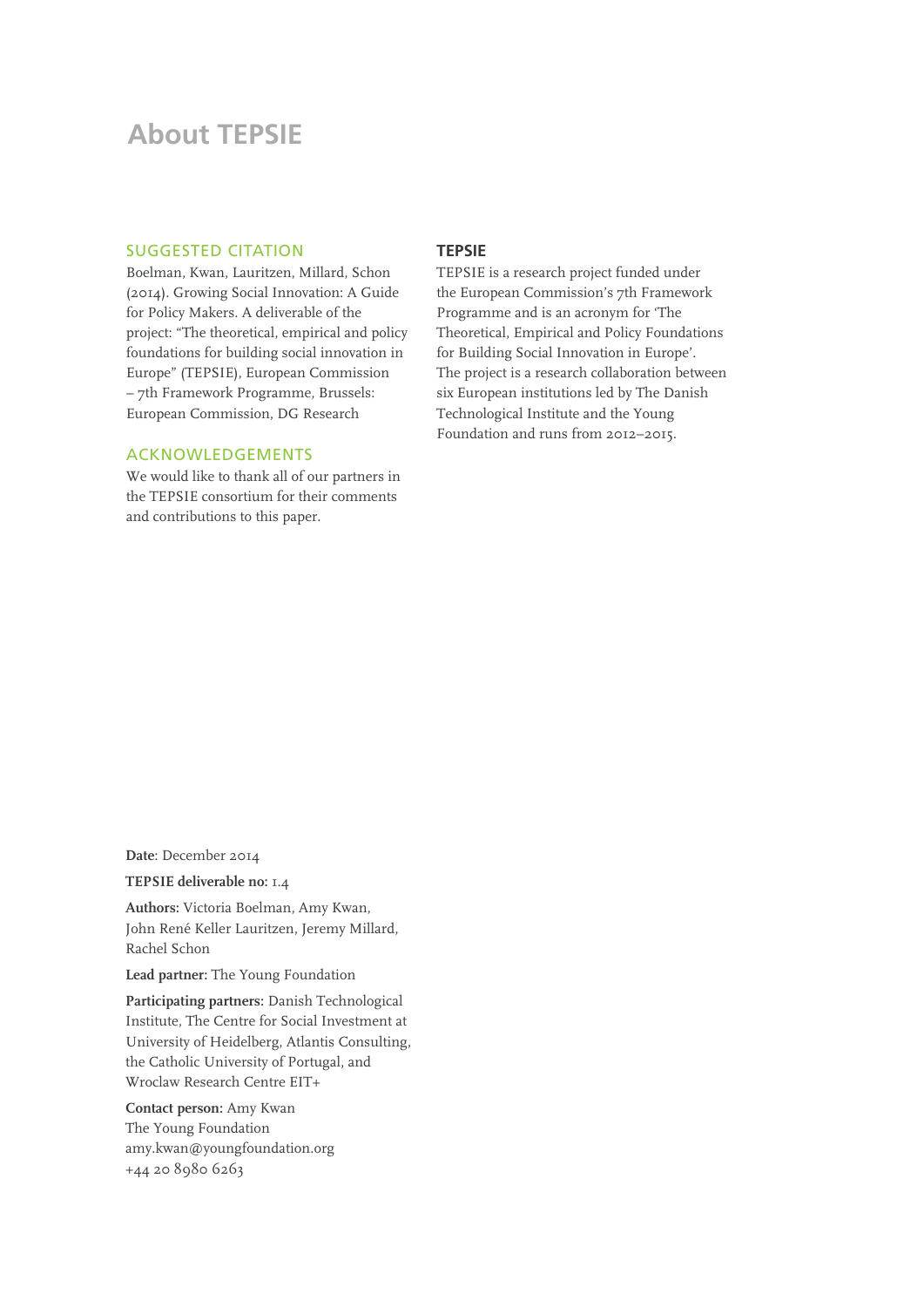# About TEPSIE

## SUGGESTED CITATION

Boelman, Kwan, Lauritzen, Millard, Schon (2014). Growing Social Innovation: A Guide for Policy Makers. A deliverable of the project: "The theoretical, empirical and policy foundations for building social innovation in Europe" (TEPSIE), European Commission – 7th Framework Programme, Brussels: European Commission, DG Research

## ACKNOWLEDGEMENTS

We would like to thank all of our partners in the TEPSIE consortium for their comments and contributions to this paper.

## TEPSIE

TEPSIE is a research project funded under the European Commission's 7th Framework Programme and is an acronym for 'The Theoretical, Empirical and Policy Foundations for Building Social Innovation in Europe'. The project is a research collaboration between six European institutions led by The Danish Technological Institute and the Young Foundation and runs from 2012–2015.

**Date**: December 2014

**TEPSIE deliverable no:** 1.4

**Authors:** Victoria Boelman, Amy Kwan, John René Keller Lauritzen, Jeremy Millard, Rachel Schon

**Lead partner:** The Young Foundation

**Participating partners:** Danish Technological Institute, The Centre for Social Investment at University of Heidelberg, Atlantis Consulting, the Catholic University of Portugal, and Wroclaw Research Centre EIT+

**Contact person:** Amy Kwan
The Young Foundation
amy.kwan@youngfoundation.org
+44 20 8980 6263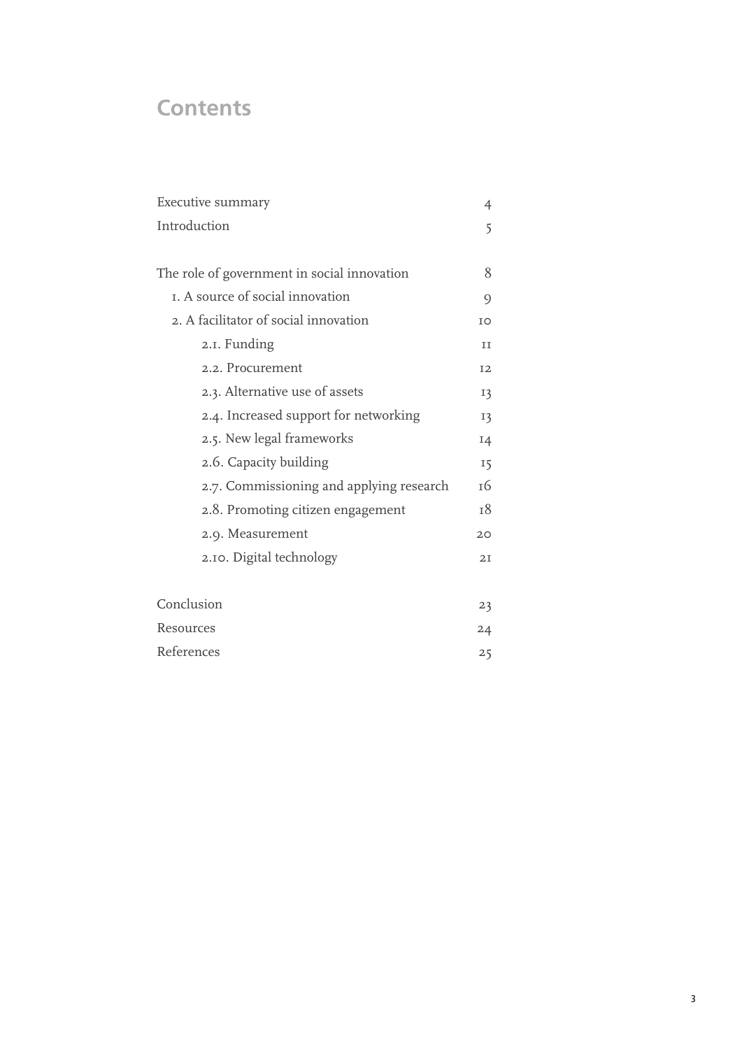# Contents

| | |
|---|---|
| Executive summary | 4 |
| Introduction | 5 |
| | |
| The role of government in social innovation | 8 |
| 1. A source of social innovation | 9 |
| 2. A facilitator of social innovation | 10 |
| 2.1. Funding | 11 |
| 2.2. Procurement | 12 |
| 2.3. Alternative use of assets | 13 |
| 2.4. Increased support for networking | 13 |
| 2.5. New legal frameworks | 14 |
| 2.6. Capacity building | 15 |
| 2.7. Commissioning and applying research | 16 |
| 2.8. Promoting citizen engagement | 18 |
| 2.9. Measurement | 20 |
| 2.10. Digital technology | 21 |
| | |
| Conclusion | 23 |
| Resources | 24 |
| References | 25 |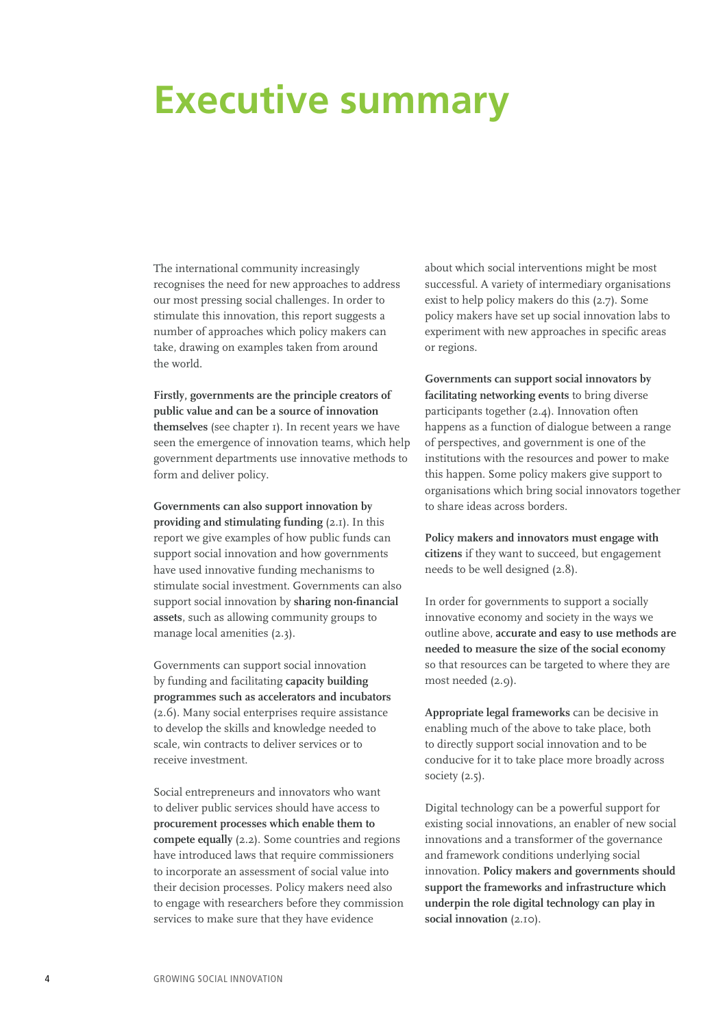# Executive summary

The international community increasingly recognises the need for new approaches to address our most pressing social challenges. In order to stimulate this innovation, this report suggests a number of approaches which policy makers can take, drawing on examples taken from around the world.

**Firstly, governments are the principle creators of public value and can be a source of innovation themselves** (see chapter 1). In recent years we have seen the emergence of innovation teams, which help government departments use innovative methods to form and deliver policy.

**Governments can also support innovation by providing and stimulating funding** (2.1). In this report we give examples of how public funds can support social innovation and how governments have used innovative funding mechanisms to stimulate social investment. Governments can also support social innovation by **sharing non-financial assets**, such as allowing community groups to manage local amenities (2.3).

Governments can support social innovation by funding and facilitating **capacity building programmes such as accelerators and incubators** (2.6). Many social enterprises require assistance to develop the skills and knowledge needed to scale, win contracts to deliver services or to receive investment.

Social entrepreneurs and innovators who want to deliver public services should have access to **procurement processes which enable them to compete equally** (2.2). Some countries and regions have introduced laws that require commissioners to incorporate an assessment of social value into their decision processes. Policy makers need also to engage with researchers before they commission services to make sure that they have evidence about which social interventions might be most successful. A variety of intermediary organisations exist to help policy makers do this (2.7). Some policy makers have set up social innovation labs to experiment with new approaches in specific areas or regions.

**Governments can support social innovators by facilitating networking events** to bring diverse participants together (2.4). Innovation often happens as a function of dialogue between a range of perspectives, and government is one of the institutions with the resources and power to make this happen. Some policy makers give support to organisations which bring social innovators together to share ideas across borders.

**Policy makers and innovators must engage with citizens** if they want to succeed, but engagement needs to be well designed (2.8).

In order for governments to support a socially innovative economy and society in the ways we outline above, **accurate and easy to use methods are needed to measure the size of the social economy** so that resources can be targeted to where they are most needed (2.9).

**Appropriate legal frameworks** can be decisive in enabling much of the above to take place, both to directly support social innovation and to be conducive for it to take place more broadly across society (2.5).

Digital technology can be a powerful support for existing social innovations, an enabler of new social innovations and a transformer of the governance and framework conditions underlying social innovation. **Policy makers and governments should support the frameworks and infrastructure which underpin the role digital technology can play in social innovation** (2.10).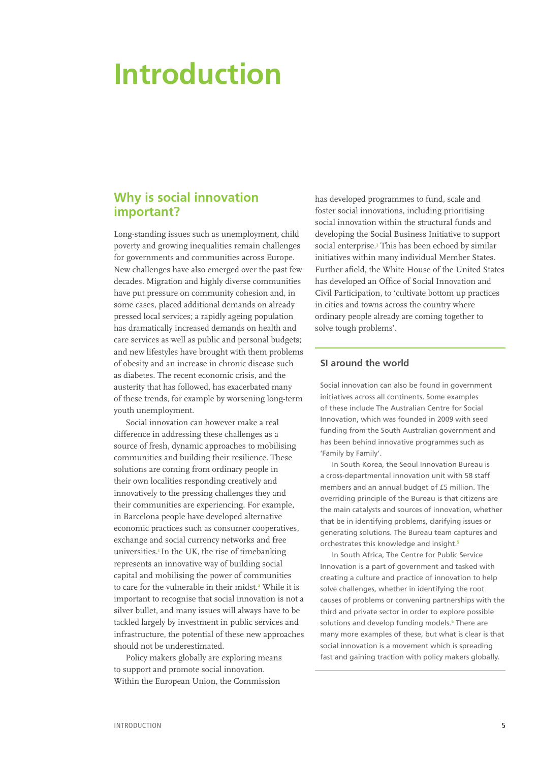# Introduction

## Why is social innovation important?

Long-standing issues such as unemployment, child poverty and growing inequalities remain challenges for governments and communities across Europe. New challenges have also emerged over the past few decades. Migration and highly diverse communities have put pressure on community cohesion and, in some cases, placed additional demands on already pressed local services; a rapidly ageing population has dramatically increased demands on health and care services as well as public and personal budgets; and new lifestyles have brought with them problems of obesity and an increase in chronic disease such as diabetes. The recent economic crisis, and the austerity that has followed, has exacerbated many of these trends, for example by worsening long-term youth unemployment.

Social innovation can however make a real difference in addressing these challenges as a source of fresh, dynamic approaches to mobilising communities and building their resilience. These solutions are coming from ordinary people in their own localities responding creatively and innovatively to the pressing challenges they and their communities are experiencing. For example, in Barcelona people have developed alternative economic practices such as consumer cooperatives, exchange and social currency networks and free universities.[1] In the UK, the rise of timebanking represents an innovative way of building social capital and mobilising the power of communities to care for the vulnerable in their midst.[2] While it is important to recognise that social innovation is not a silver bullet, and many issues will always have to be tackled largely by investment in public services and infrastructure, the potential of these new approaches should not be underestimated.

Policy makers globally are exploring means to support and promote social innovation. Within the European Union, the Commission has developed programmes to fund, scale and foster social innovations, including prioritising social innovation within the structural funds and developing the Social Business Initiative to support social enterprise.[3] This has been echoed by similar initiatives within many individual Member States. Further afield, the White House of the United States has developed an Office of Social Innovation and Civil Participation, to 'cultivate bottom up practices in cities and towns across the country where ordinary people already are coming together to solve tough problems'.

### SI around the world

Social innovation can also be found in government initiatives across all continents. Some examples of these include The Australian Centre for Social Innovation, which was founded in 2009 with seed funding from the South Australian government and has been behind innovative programmes such as 'Family by Family'.

In South Korea, the Seoul Innovation Bureau is a cross-departmental innovation unit with 58 staff members and an annual budget of £5 million. The overriding principle of the Bureau is that citizens are the main catalysts and sources of innovation, whether that be in identifying problems, clarifying issues or generating solutions. The Bureau team captures and orchestrates this knowledge and insight.[5]

In South Africa, The Centre for Public Service Innovation is a part of government and tasked with creating a culture and practice of innovation to help solve challenges, whether in identifying the root causes of problems or convening partnerships with the third and private sector in order to explore possible solutions and develop funding models.[6] There are many more examples of these, but what is clear is that social innovation is a movement which is spreading fast and gaining traction with policy makers globally.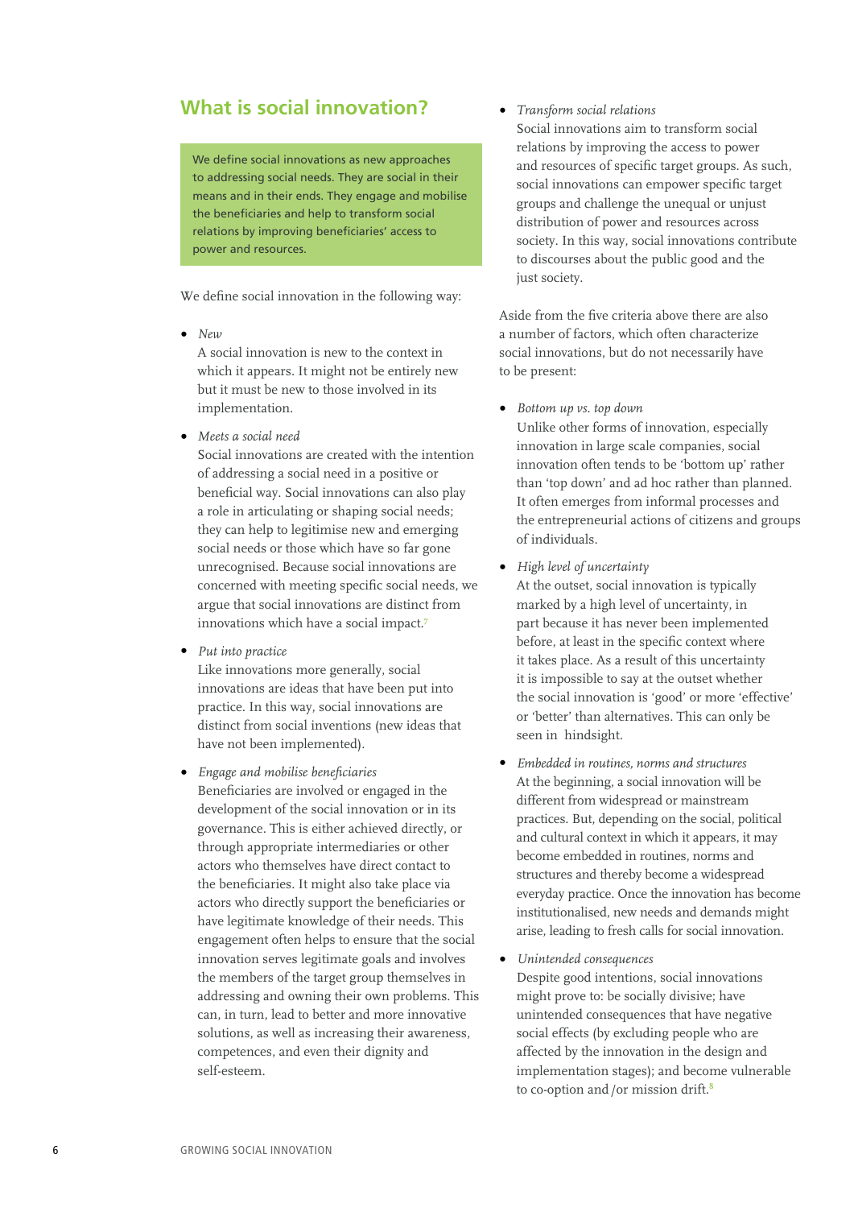## What is social innovation?

We define social innovations as new approaches to addressing social needs. They are social in their means and in their ends. They engage and mobilise the beneficiaries and help to transform social relations by improving beneficiaries' access to power and resources.

We define social innovation in the following way:

- *New*
  A social innovation is new to the context in which it appears. It might not be entirely new but it must be new to those involved in its implementation.
- *Meets a social need*
  Social innovations are created with the intention of addressing a social need in a positive or beneficial way. Social innovations can also play a role in articulating or shaping social needs; they can help to legitimise new and emerging social needs or those which have so far gone unrecognised. Because social innovations are concerned with meeting specific social needs, we argue that social innovations are distinct from innovations which have a social impact.[7]
- *Put into practice*
  Like innovations more generally, social innovations are ideas that have been put into practice. In this way, social innovations are distinct from social inventions (new ideas that have not been implemented).
- *Engage and mobilise beneficiaries*
  Beneficiaries are involved or engaged in the development of the social innovation or in its governance. This is either achieved directly, or through appropriate intermediaries or other actors who themselves have direct contact to the beneficiaries. It might also take place via actors who directly support the beneficiaries or have legitimate knowledge of their needs. This engagement often helps to ensure that the social innovation serves legitimate goals and involves the members of the target group themselves in addressing and owning their own problems. This can, in turn, lead to better and more innovative solutions, as well as increasing their awareness, competences, and even their dignity and self-esteem.
- *Transform social relations*
  Social innovations aim to transform social relations by improving the access to power and resources of specific target groups. As such, social innovations can empower specific target groups and challenge the unequal or unjust distribution of power and resources across society. In this way, social innovations contribute to discourses about the public good and the just society.

Aside from the five criteria above there are also a number of factors, which often characterize social innovations, but do not necessarily have to be present:

- *Bottom up vs. top down*
  Unlike other forms of innovation, especially innovation in large scale companies, social innovation often tends to be 'bottom up' rather than 'top down' and ad hoc rather than planned. It often emerges from informal processes and the entrepreneurial actions of citizens and groups of individuals.
- *High level of uncertainty*
  At the outset, social innovation is typically marked by a high level of uncertainty, in part because it has never been implemented before, at least in the specific context where it takes place. As a result of this uncertainty it is impossible to say at the outset whether the social innovation is 'good' or more 'effective' or 'better' than alternatives. This can only be seen in hindsight.
- *Embedded in routines, norms and structures*
  At the beginning, a social innovation will be different from widespread or mainstream practices. But, depending on the social, political and cultural context in which it appears, it may become embedded in routines, norms and structures and thereby become a widespread everyday practice. Once the innovation has become institutionalised, new needs and demands might arise, leading to fresh calls for social innovation.
- *Unintended consequences*
  Despite good intentions, social innovations might prove to: be socially divisive; have unintended consequences that have negative social effects (by excluding people who are affected by the innovation in the design and implementation stages); and become vulnerable to co-option and /or mission drift.[8]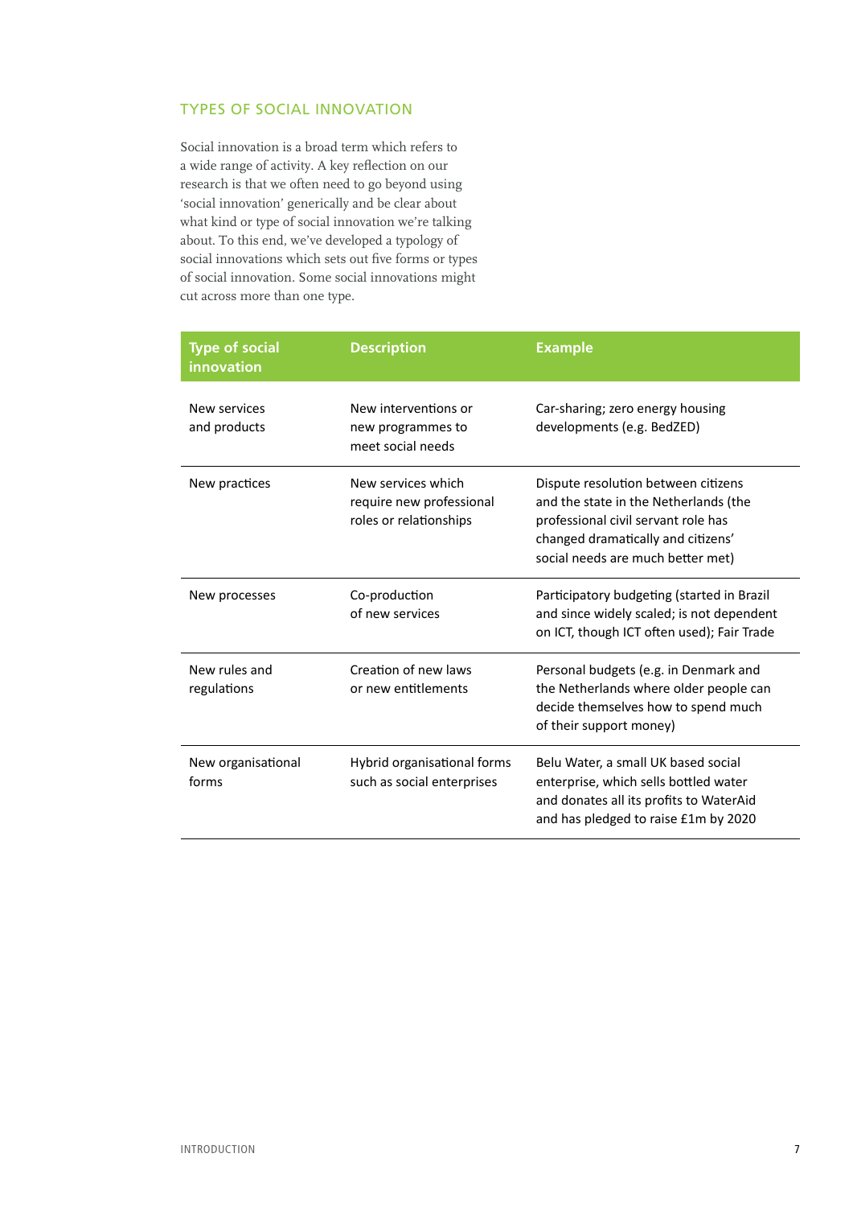## TYPES OF SOCIAL INNOVATION

Social innovation is a broad term which refers to a wide range of activity. A key reflection on our research is that we often need to go beyond using 'social innovation' generically and be clear about what kind or type of social innovation we're talking about. To this end, we've developed a typology of social innovations which sets out five forms or types of social innovation. Some social innovations might cut across more than one type.

| Type of social innovation | Description | Example |
|---|---|---|
| New services and products | New interventions or new programmes to meet social needs | Car-sharing; zero energy housing developments (e.g. BedZED) |
| New practices | New services which require new professional roles or relationships | Dispute resolution between citizens and the state in the Netherlands (the professional civil servant role has changed dramatically and citizens' social needs are much better met) |
| New processes | Co-production of new services | Participatory budgeting (started in Brazil and since widely scaled; is not dependent on ICT, though ICT often used); Fair Trade |
| New rules and regulations | Creation of new laws or new entitlements | Personal budgets (e.g. in Denmark and the Netherlands where older people can decide themselves how to spend much of their support money) |
| New organisational forms | Hybrid organisational forms such as social enterprises | Belu Water, a small UK based social enterprise, which sells bottled water and donates all its profits to WaterAid and has pledged to raise £1m by 2020 |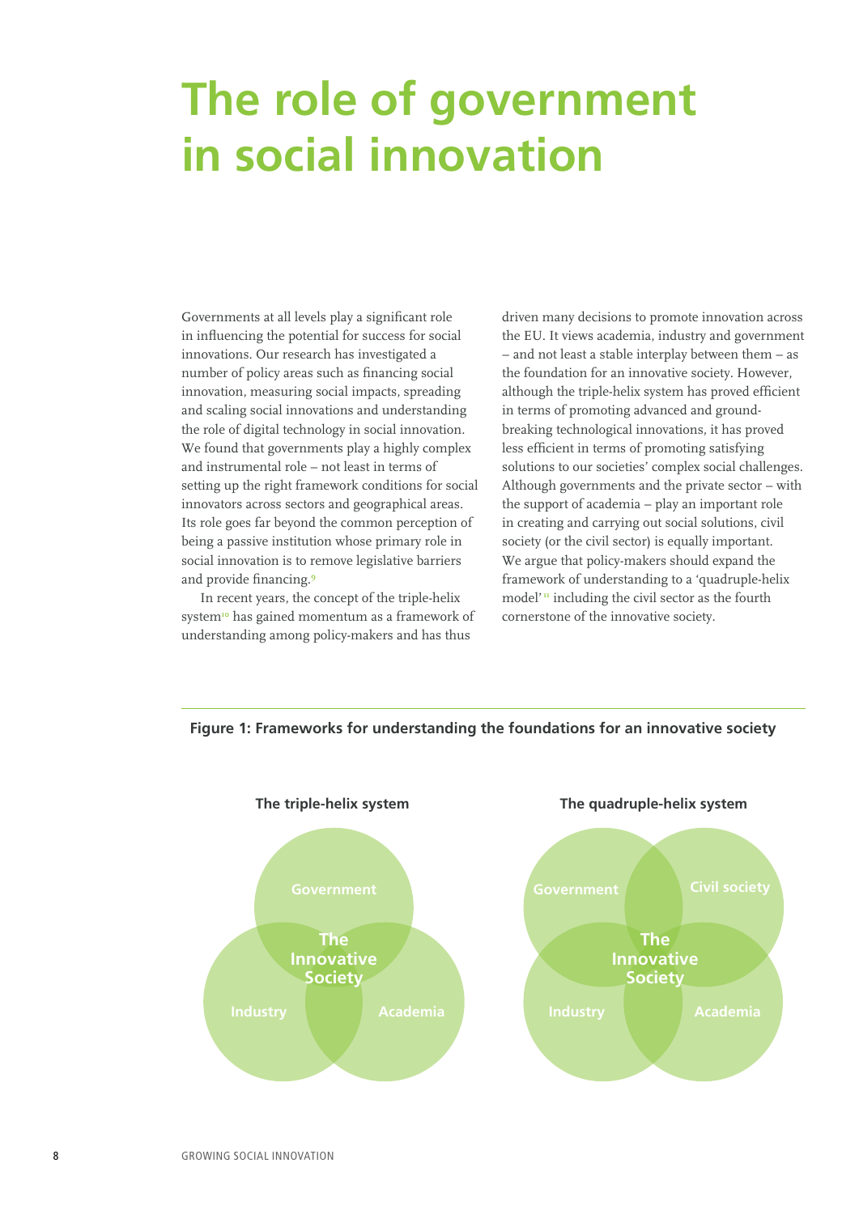# The role of government in social innovation

Governments at all levels play a significant role in influencing the potential for success for social innovations. Our research has investigated a number of policy areas such as financing social innovation, measuring social impacts, spreading and scaling social innovations and understanding the role of digital technology in social innovation. We found that governments play a highly complex and instrumental role – not least in terms of setting up the right framework conditions for social innovators across sectors and geographical areas. Its role goes far beyond the common perception of being a passive institution whose primary role in social innovation is to remove legislative barriers and provide financing.[9]

In recent years, the concept of the triple-helix system[10] has gained momentum as a framework of understanding among policy-makers and has thus driven many decisions to promote innovation across the EU. It views academia, industry and government – and not least a stable interplay between them – as the foundation for an innovative society. However, although the triple-helix system has proved efficient in terms of promoting advanced and ground-breaking technological innovations, it has proved less efficient in terms of promoting satisfying solutions to our societies' complex social challenges. Although governments and the private sector – with the support of academia – play an important role in creating and carrying out social solutions, civil society (or the civil sector) is equally important. We argue that policy-makers should expand the framework of understanding to a 'quadruple-helix model'[11] including the civil sector as the fourth cornerstone of the innovative society.

**Figure 1: Frameworks for understanding the foundations for an innovative society**

**The triple-helix system**

Government, Industry, Academia – The Innovative Society

**The quadruple-helix system**

Government, Civil society, Industry, Academia – The Innovative Society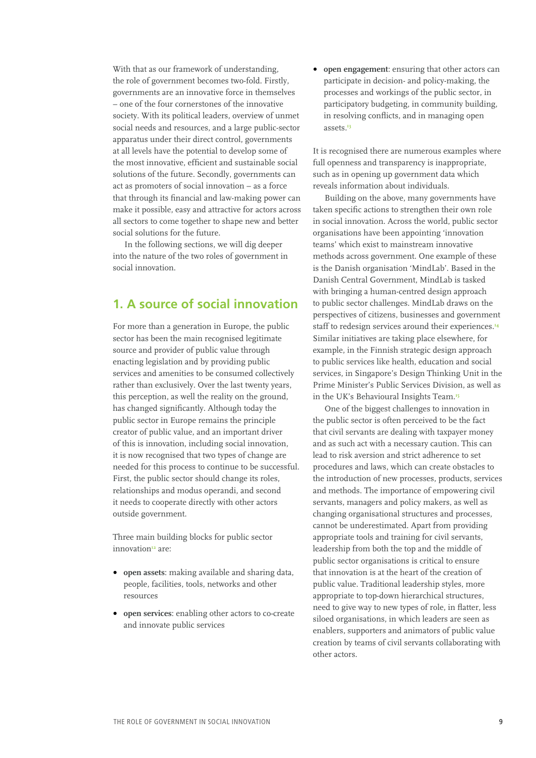With that as our framework of understanding, the role of government becomes two-fold. Firstly, governments are an innovative force in themselves – one of the four cornerstones of the innovative society. With its political leaders, overview of unmet social needs and resources, and a large public-sector apparatus under their direct control, governments at all levels have the potential to develop some of the most innovative, efficient and sustainable social solutions of the future. Secondly, governments can act as promoters of social innovation – as a force that through its financial and law-making power can make it possible, easy and attractive for actors across all sectors to come together to shape new and better social solutions for the future.

In the following sections, we will dig deeper into the nature of the two roles of government in social innovation.

## 1. A source of social innovation

For more than a generation in Europe, the public sector has been the main recognised legitimate source and provider of public value through enacting legislation and by providing public services and amenities to be consumed collectively rather than exclusively. Over the last twenty years, this perception, as well the reality on the ground, has changed significantly. Although today the public sector in Europe remains the principle creator of public value, and an important driver of this is innovation, including social innovation, it is now recognised that two types of change are needed for this process to continue to be successful. First, the public sector should change its roles, relationships and modus operandi, and second it needs to cooperate directly with other actors outside government.

Three main building blocks for public sector innovation[12] are:

- **open assets**: making available and sharing data, people, facilities, tools, networks and other resources
- **open services**: enabling other actors to co-create and innovate public services
- **open engagement**: ensuring that other actors can participate in decision- and policy-making, the processes and workings of the public sector, in participatory budgeting, in community building, in resolving conflicts, and in managing open assets.[13]

It is recognised there are numerous examples where full openness and transparency is inappropriate, such as in opening up government data which reveals information about individuals.

Building on the above, many governments have taken specific actions to strengthen their own role in social innovation. Across the world, public sector organisations have been appointing 'innovation teams' which exist to mainstream innovative methods across government. One example of these is the Danish organisation 'MindLab'. Based in the Danish Central Government, MindLab is tasked with bringing a human-centred design approach to public sector challenges. MindLab draws on the perspectives of citizens, businesses and government staff to redesign services around their experiences.[14] Similar initiatives are taking place elsewhere, for example, in the Finnish strategic design approach to public services like health, education and social services, in Singapore's Design Thinking Unit in the Prime Minister's Public Services Division, as well as in the UK's Behavioural Insights Team.[15]

One of the biggest challenges to innovation in the public sector is often perceived to be the fact that civil servants are dealing with taxpayer money and as such act with a necessary caution. This can lead to risk aversion and strict adherence to set procedures and laws, which can create obstacles to the introduction of new processes, products, services and methods. The importance of empowering civil servants, managers and policy makers, as well as changing organisational structures and processes, cannot be underestimated. Apart from providing appropriate tools and training for civil servants, leadership from both the top and the middle of public sector organisations is critical to ensure that innovation is at the heart of the creation of public value. Traditional leadership styles, more appropriate to top-down hierarchical structures, need to give way to new types of role, in flatter, less siloed organisations, in which leaders are seen as enablers, supporters and animators of public value creation by teams of civil servants collaborating with other actors.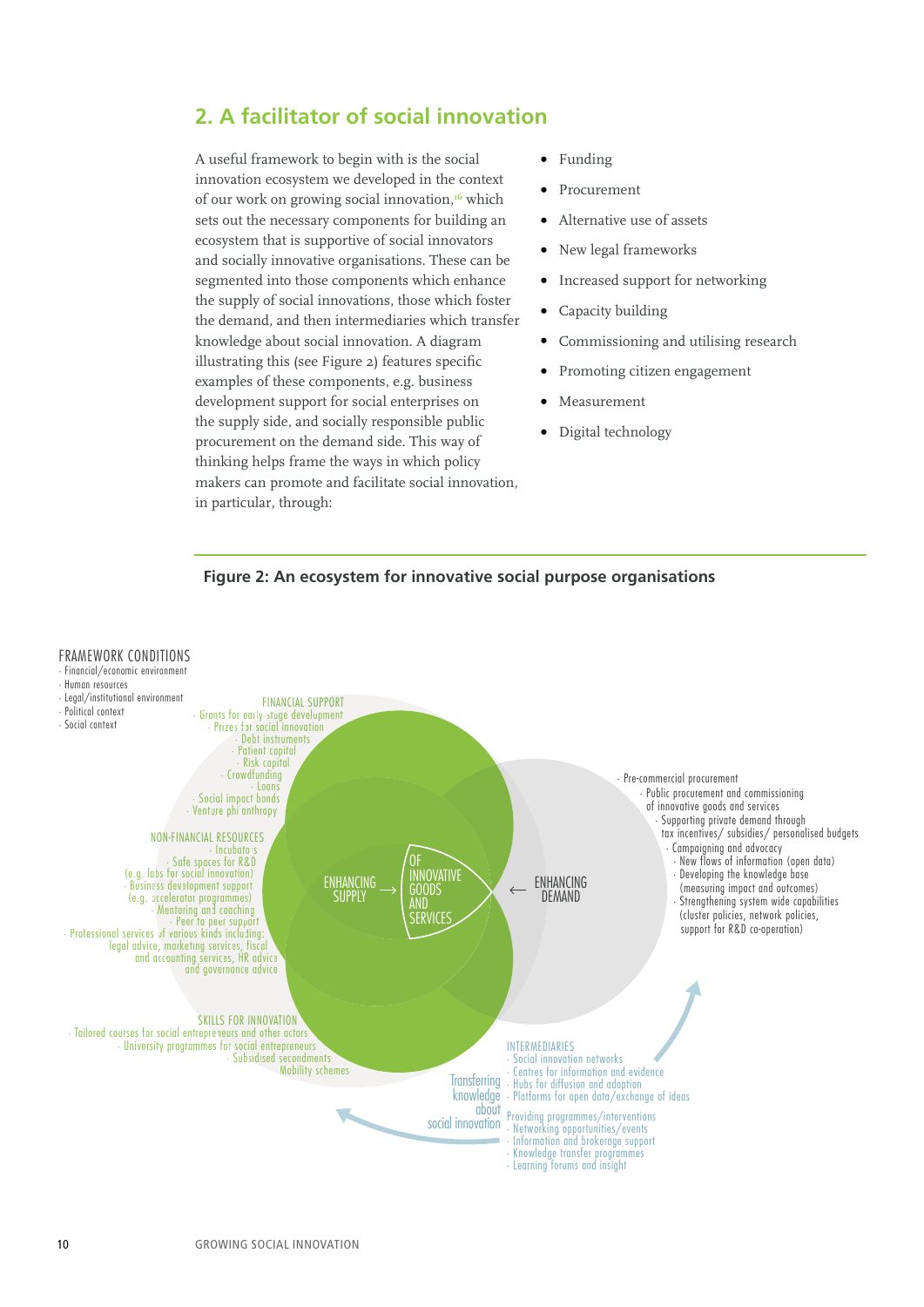## 2. A facilitator of social innovation

A useful framework to begin with is the social innovation ecosystem we developed in the context of our work on growing social innovation,[16] which sets out the necessary components for building an ecosystem that is supportive of social innovators and socially innovative organisations. These can be segmented into those components which enhance the supply of social innovations, those which foster the demand, and then intermediaries which transfer knowledge about social innovation. A diagram illustrating this (see Figure 2) features specific examples of these components, e.g. business development support for social enterprises on the supply side, and socially responsible public procurement on the demand side. This way of thinking helps frame the ways in which policy makers can promote and facilitate social innovation, in particular, through:

- Funding
- Procurement
- Alternative use of assets
- New legal frameworks
- Increased support for networking
- Capacity building
- Commissioning and utilising research
- Promoting citizen engagement
- Measurement
- Digital technology

**Figure 2: An ecosystem for innovative social purpose organisations**

FRAMEWORK CONDITIONS
- Financial/economic environment
- Human resources
- Legal/institutional environment
- Political context
- Social context

FINANCIAL SUPPORT
- Grants for early stage development
- Prizes for social innovation
- Debt instruments
- Patient capital
- Risk capital
- Crowdfunding
- Loans
- Social impact bonds
- Venture philanthropy

NON-FINANCIAL RESOURCES
- Incubators
- Safe spaces for R&D (e.g. labs for social innovation)
- Business development support (e.g. accelerator programmes)
- Mentoring and coaching
- Peer to peer support
- Professional services of various kinds including: legal advice, marketing services, fiscal and accounting services, HR advice and governance advice

SKILLS FOR INNOVATION
- Tailored courses for social entrepreneurs and other actors
- University programmes for social entrepreneurs
- Subsidised secondments
- Mobility schemes

ENHANCING SUPPLY → OF INNOVATIVE GOODS AND SERVICES ← ENHANCING DEMAND

- Pre-commercial procurement
- Public procurement and commissioning of innovative goods and services
- Supporting private demand through tax incentives/ subsidies/ personalised budgets
- Campaigning and advocacy
- New flows of information (open data)
- Developing the knowledge base (measuring impact and outcomes)
- Strengthening system wide capabilities (cluster policies, network policies, support for R&D co-operation)

Transferring knowledge about social innovation

INTERMEDIARIES
- Social innovation networks
- Centres for information and evidence
- Hubs for diffusion and adoption
- Platforms for open data/exchange of ideas

Providing programmes/interventions
- Networking opportunities/events
- Information and brokerage support
- Knowledge transfer programmes
- Learning forums and insight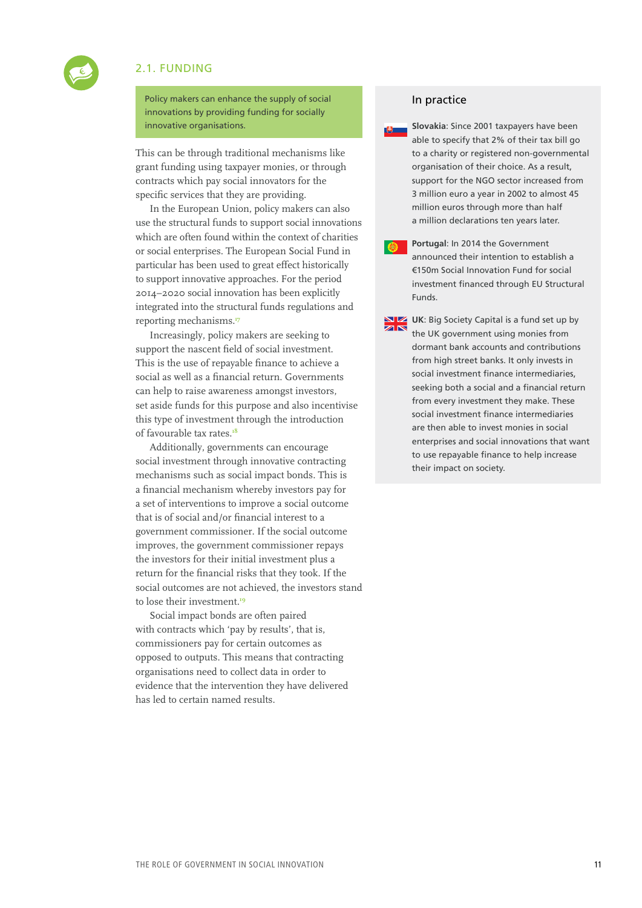## 2.1. FUNDING

Policy makers can enhance the supply of social innovations by providing funding for socially innovative organisations.

This can be through traditional mechanisms like grant funding using taxpayer monies, or through contracts which pay social innovators for the specific services that they are providing.

In the European Union, policy makers can also use the structural funds to support social innovations which are often found within the context of charities or social enterprises. The European Social Fund in particular has been used to great effect historically to support innovative approaches. For the period 2014–2020 social innovation has been explicitly integrated into the structural funds regulations and reporting mechanisms.[17]

Increasingly, policy makers are seeking to support the nascent field of social investment. This is the use of repayable finance to achieve a social as well as a financial return. Governments can help to raise awareness amongst investors, set aside funds for this purpose and also incentivise this type of investment through the introduction of favourable tax rates.[18]

Additionally, governments can encourage social investment through innovative contracting mechanisms such as social impact bonds. This is a financial mechanism whereby investors pay for a set of interventions to improve a social outcome that is of social and/or financial interest to a government commissioner. If the social outcome improves, the government commissioner repays the investors for their initial investment plus a return for the financial risks that they took. If the social outcomes are not achieved, the investors stand to lose their investment.[19]

Social impact bonds are often paired with contracts which 'pay by results', that is, commissioners pay for certain outcomes as opposed to outputs. This means that contracting organisations need to collect data in order to evidence that the intervention they have delivered has led to certain named results.

### In practice

**Slovakia**: Since 2001 taxpayers have been able to specify that 2% of their tax bill go to a charity or registered non-governmental organisation of their choice. As a result, support for the NGO sector increased from 3 million euro a year in 2002 to almost 45 million euros through more than half a million declarations ten years later.

**Portugal**: In 2014 the Government announced their intention to establish a €150m Social Innovation Fund for social investment financed through EU Structural Funds.

**UK**: Big Society Capital is a fund set up by the UK government using monies from dormant bank accounts and contributions from high street banks. It only invests in social investment finance intermediaries, seeking both a social and a financial return from every investment they make. These social investment finance intermediaries are then able to invest monies in social enterprises and social innovations that want to use repayable finance to help increase their impact on society.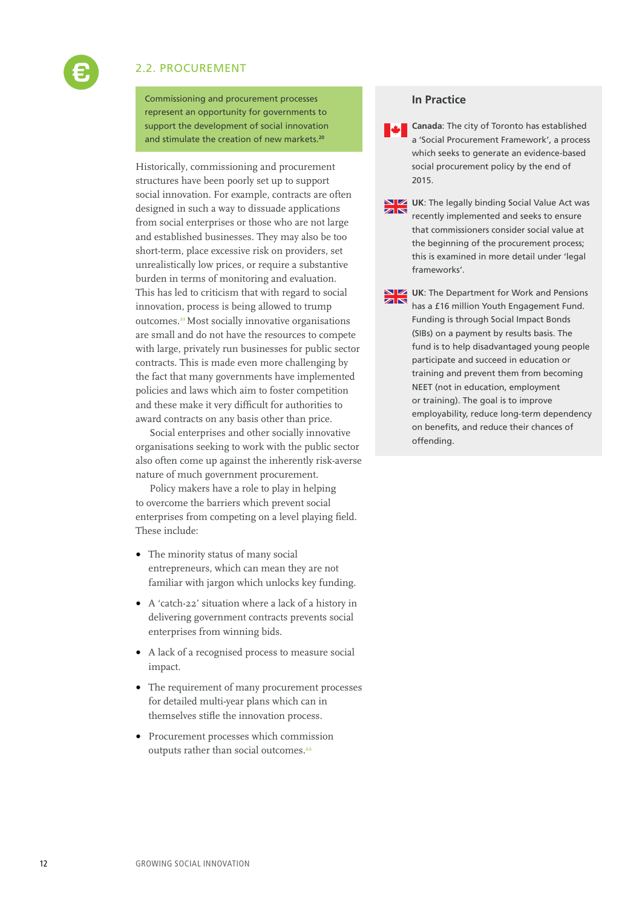## 2.2. PROCUREMENT

Commissioning and procurement processes represent an opportunity for governments to support the development of social innovation and stimulate the creation of new markets.[20]

Historically, commissioning and procurement structures have been poorly set up to support social innovation. For example, contracts are often designed in such a way to dissuade applications from social enterprises or those who are not large and established businesses. They may also be too short-term, place excessive risk on providers, set unrealistically low prices, or require a substantive burden in terms of monitoring and evaluation. This has led to criticism that with regard to social innovation, process is being allowed to trump outcomes.[21] Most socially innovative organisations are small and do not have the resources to compete with large, privately run businesses for public sector contracts. This is made even more challenging by the fact that many governments have implemented policies and laws which aim to foster competition and these make it very difficult for authorities to award contracts on any basis other than price.

Social enterprises and other socially innovative organisations seeking to work with the public sector also often come up against the inherently risk-averse nature of much government procurement.

Policy makers have a role to play in helping to overcome the barriers which prevent social enterprises from competing on a level playing field. These include:

- The minority status of many social entrepreneurs, which can mean they are not familiar with jargon which unlocks key funding.
- A 'catch-22' situation where a lack of a history in delivering government contracts prevents social enterprises from winning bids.
- A lack of a recognised process to measure social impact.
- The requirement of many procurement processes for detailed multi-year plans which can in themselves stifle the innovation process.
- Procurement processes which commission outputs rather than social outcomes.[22]

### In Practice

**Canada**: The city of Toronto has established a 'Social Procurement Framework', a process which seeks to generate an evidence-based social procurement policy by the end of 2015.

**UK**: The legally binding Social Value Act was recently implemented and seeks to ensure that commissioners consider social value at the beginning of the procurement process; this is examined in more detail under 'legal frameworks'.

**UK**: The Department for Work and Pensions has a £16 million Youth Engagement Fund. Funding is through Social Impact Bonds (SIBs) on a payment by results basis. The fund is to help disadvantaged young people participate and succeed in education or training and prevent them from becoming NEET (not in education, employment or training). The goal is to improve employability, reduce long-term dependency on benefits, and reduce their chances of offending.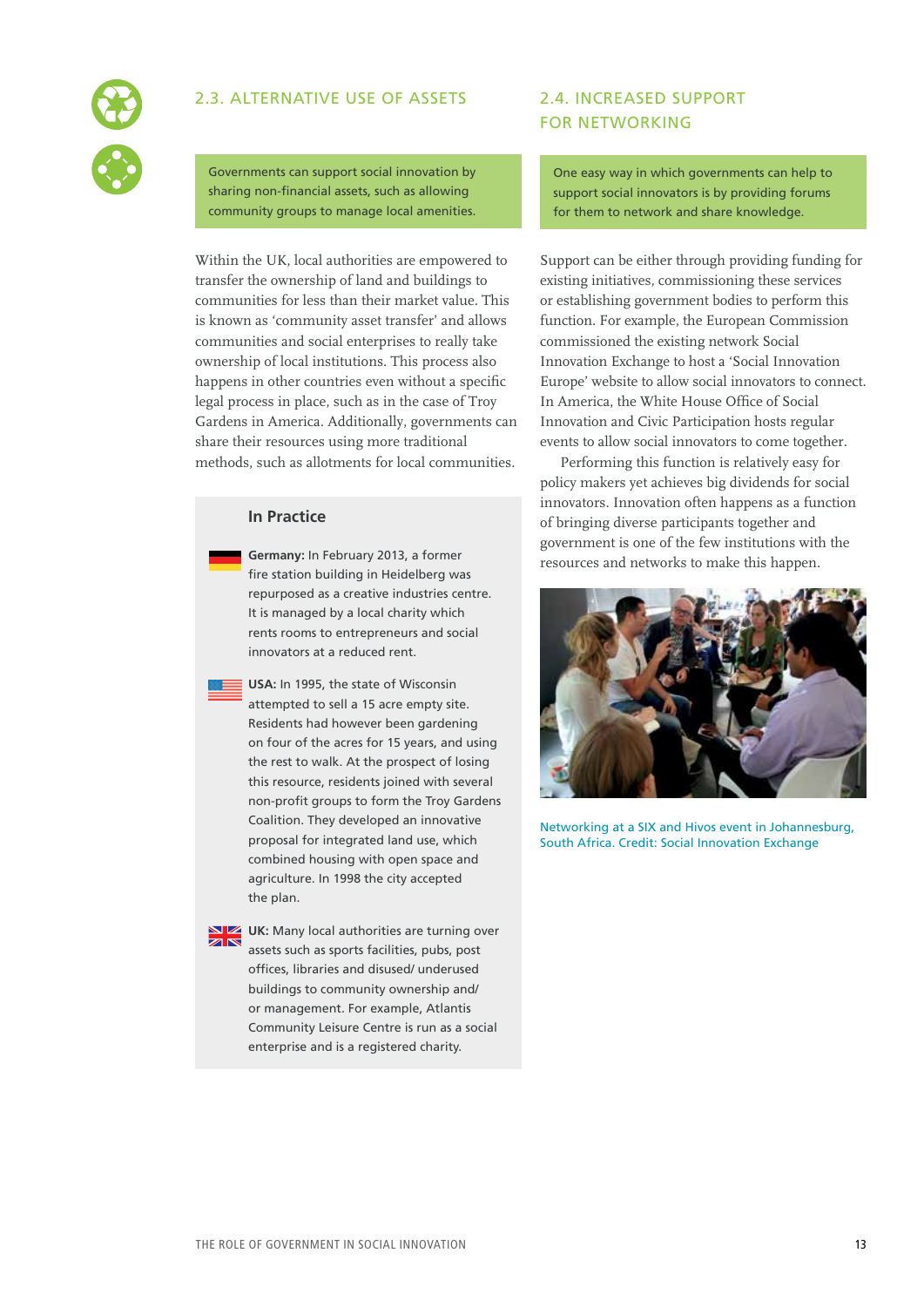## 2.3. ALTERNATIVE USE OF ASSETS

Governments can support social innovation by sharing non-financial assets, such as allowing community groups to manage local amenities.

Within the UK, local authorities are empowered to transfer the ownership of land and buildings to communities for less than their market value. This is known as 'community asset transfer' and allows communities and social enterprises to really take ownership of local institutions. This process also happens in other countries even without a specific legal process in place, such as in the case of Troy Gardens in America. Additionally, governments can share their resources using more traditional methods, such as allotments for local communities.

### In Practice

**Germany:** In February 2013, a former fire station building in Heidelberg was repurposed as a creative industries centre. It is managed by a local charity which rents rooms to entrepreneurs and social innovators at a reduced rent.

**USA:** In 1995, the state of Wisconsin attempted to sell a 15 acre empty site. Residents had however been gardening on four of the acres for 15 years, and using the rest to walk. At the prospect of losing this resource, residents joined with several non-profit groups to form the Troy Gardens Coalition. They developed an innovative proposal for integrated land use, which combined housing with open space and agriculture. In 1998 the city accepted the plan.

**UK:** Many local authorities are turning over assets such as sports facilities, pubs, post offices, libraries and disused/ underused buildings to community ownership and/ or management. For example, Atlantis Community Leisure Centre is run as a social enterprise and is a registered charity.

## 2.4. INCREASED SUPPORT FOR NETWORKING

One easy way in which governments can help to support social innovators is by providing forums for them to network and share knowledge.

Support can be either through providing funding for existing initiatives, commissioning these services or establishing government bodies to perform this function. For example, the European Commission commissioned the existing network Social Innovation Exchange to host a 'Social Innovation Europe' website to allow social innovators to connect. In America, the White House Office of Social Innovation and Civic Participation hosts regular events to allow social innovators to come together.

Performing this function is relatively easy for policy makers yet achieves big dividends for social innovators. Innovation often happens as a function of bringing diverse participants together and government is one of the few institutions with the resources and networks to make this happen.

Networking at a SIX and Hivos event in Johannesburg, South Africa. Credit: Social Innovation Exchange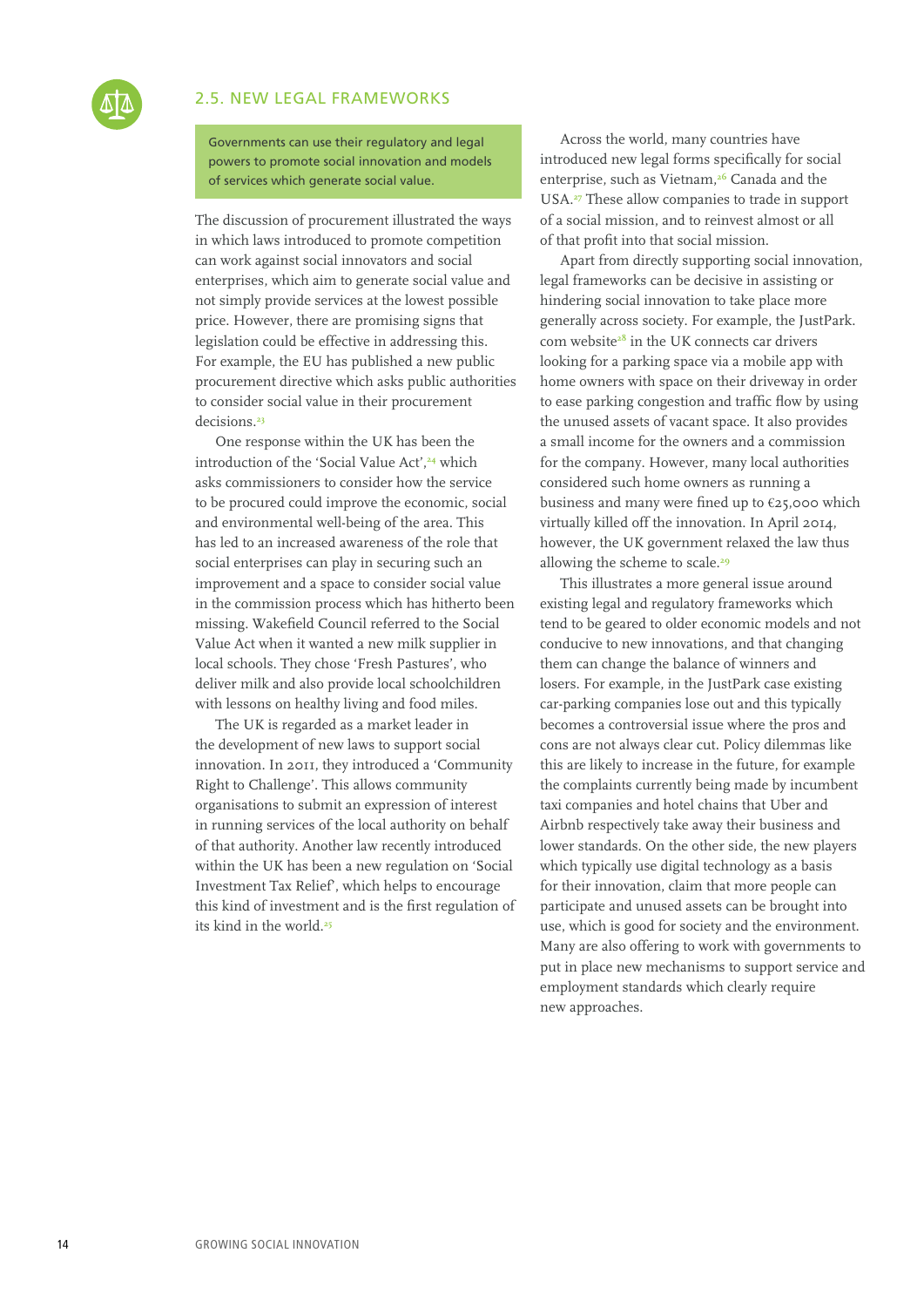## 2.5. NEW LEGAL FRAMEWORKS

Governments can use their regulatory and legal powers to promote social innovation and models of services which generate social value.

The discussion of procurement illustrated the ways in which laws introduced to promote competition can work against social innovators and social enterprises, which aim to generate social value and not simply provide services at the lowest possible price. However, there are promising signs that legislation could be effective in addressing this. For example, the EU has published a new public procurement directive which asks public authorities to consider social value in their procurement decisions.[23]

One response within the UK has been the introduction of the 'Social Value Act',[24] which asks commissioners to consider how the service to be procured could improve the economic, social and environmental well-being of the area. This has led to an increased awareness of the role that social enterprises can play in securing such an improvement and a space to consider social value in the commission process which has hitherto been missing. Wakefield Council referred to the Social Value Act when it wanted a new milk supplier in local schools. They chose 'Fresh Pastures', who deliver milk and also provide local schoolchildren with lessons on healthy living and food miles.

The UK is regarded as a market leader in the development of new laws to support social innovation. In 2011, they introduced a 'Community Right to Challenge'. This allows community organisations to submit an expression of interest in running services of the local authority on behalf of that authority. Another law recently introduced within the UK has been a new regulation on 'Social Investment Tax Relief', which helps to encourage this kind of investment and is the first regulation of its kind in the world.[25]

Across the world, many countries have introduced new legal forms specifically for social enterprise, such as Vietnam,[26] Canada and the USA.[27] These allow companies to trade in support of a social mission, and to reinvest almost or all of that profit into that social mission.

Apart from directly supporting social innovation, legal frameworks can be decisive in assisting or hindering social innovation to take place more generally across society. For example, the JustPark.com website[28] in the UK connects car drivers looking for a parking space via a mobile app with home owners with space on their driveway in order to ease parking congestion and traffic flow by using the unused assets of vacant space. It also provides a small income for the owners and a commission for the company. However, many local authorities considered such home owners as running a business and many were fined up to €25,000 which virtually killed off the innovation. In April 2014, however, the UK government relaxed the law thus allowing the scheme to scale.[29]

This illustrates a more general issue around existing legal and regulatory frameworks which tend to be geared to older economic models and not conducive to new innovations, and that changing them can change the balance of winners and losers. For example, in the JustPark case existing car-parking companies lose out and this typically becomes a controversial issue where the pros and cons are not always clear cut. Policy dilemmas like this are likely to increase in the future, for example the complaints currently being made by incumbent taxi companies and hotel chains that Uber and Airbnb respectively take away their business and lower standards. On the other side, the new players which typically use digital technology as a basis for their innovation, claim that more people can participate and unused assets can be brought into use, which is good for society and the environment. Many are also offering to work with governments to put in place new mechanisms to support service and employment standards which clearly require new approaches.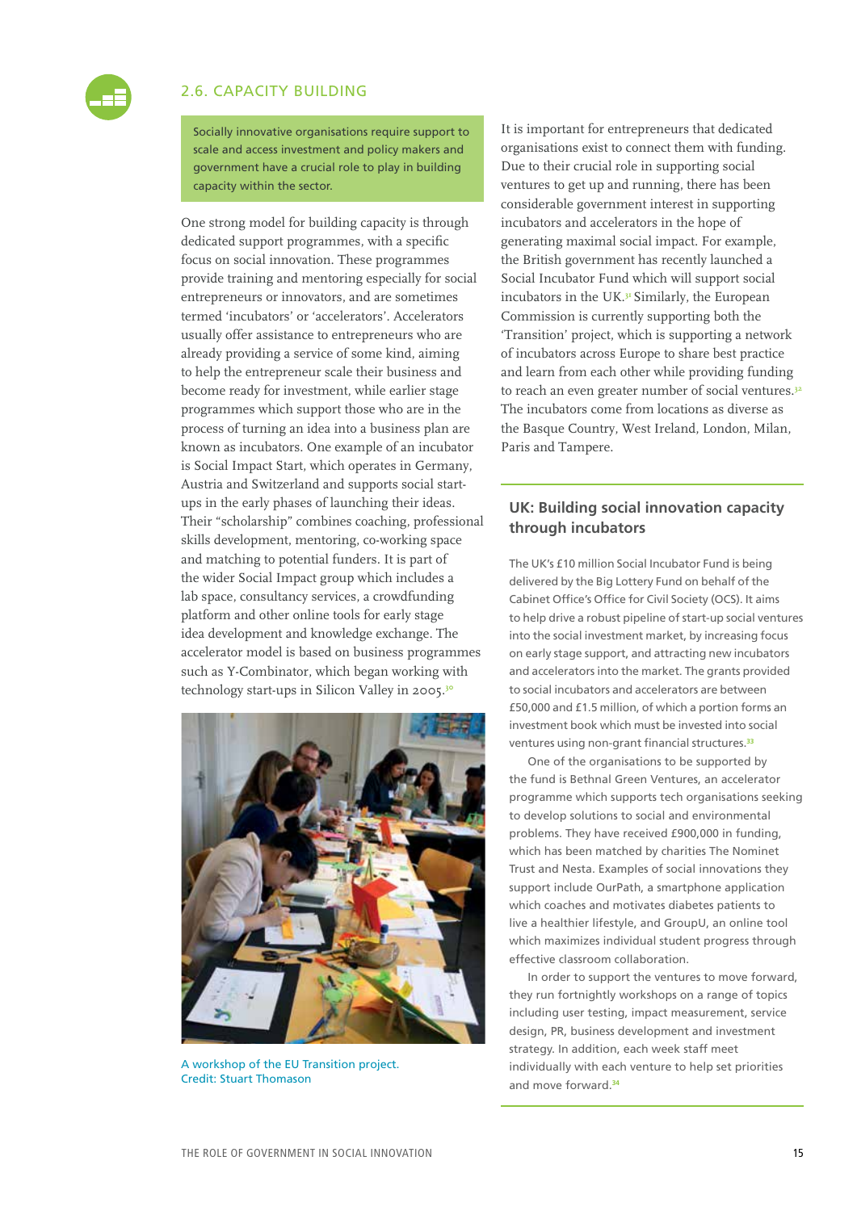## 2.6. CAPACITY BUILDING

**Socially innovative organisations require support to scale and access investment and policy makers and government have a crucial role to play in building capacity within the sector.**

One strong model for building capacity is through dedicated support programmes, with a specific focus on social innovation. These programmes provide training and mentoring especially for social entrepreneurs or innovators, and are sometimes termed 'incubators' or 'accelerators'. Accelerators usually offer assistance to entrepreneurs who are already providing a service of some kind, aiming to help the entrepreneur scale their business and become ready for investment, while earlier stage programmes which support those who are in the process of turning an idea into a business plan are known as incubators. One example of an incubator is Social Impact Start, which operates in Germany, Austria and Switzerland and supports social start-ups in the early phases of launching their ideas. Their "scholarship" combines coaching, professional skills development, mentoring, co-working space and matching to potential funders. It is part of the wider Social Impact group which includes a lab space, consultancy services, a crowdfunding platform and other online tools for early stage idea development and knowledge exchange. The accelerator model is based on business programmes such as Y-Combinator, which began working with technology start-ups in Silicon Valley in 2005.[30]

A workshop of the EU Transition project. Credit: Stuart Thomason

It is important for entrepreneurs that dedicated organisations exist to connect them with funding. Due to their crucial role in supporting social ventures to get up and running, there has been considerable government interest in supporting incubators and accelerators in the hope of generating maximal social impact. For example, the British government has recently launched a Social Incubator Fund which will support social incubators in the UK.[31] Similarly, the European Commission is currently supporting both the 'Transition' project, which is supporting a network of incubators across Europe to share best practice and learn from each other while providing funding to reach an even greater number of social ventures.[32] The incubators come from locations as diverse as the Basque Country, West Ireland, London, Milan, Paris and Tampere.

### UK: Building social innovation capacity through incubators

The UK's £10 million Social Incubator Fund is being delivered by the Big Lottery Fund on behalf of the Cabinet Office's Office for Civil Society (OCS). It aims to help drive a robust pipeline of start-up social ventures into the social investment market, by increasing focus on early stage support, and attracting new incubators and accelerators into the market. The grants provided to social incubators and accelerators are between £50,000 and £1.5 million, of which a portion forms an investment book which must be invested into social ventures using non-grant financial structures.[33]

One of the organisations to be supported by the fund is Bethnal Green Ventures, an accelerator programme which supports tech organisations seeking to develop solutions to social and environmental problems. They have received £900,000 in funding, which has been matched by charities The Nominet Trust and Nesta. Examples of social innovations they support include OurPath, a smartphone application which coaches and motivates diabetes patients to live a healthier lifestyle, and GroupU, an online tool which maximizes individual student progress through effective classroom collaboration.

In order to support the ventures to move forward, they run fortnightly workshops on a range of topics including user testing, impact measurement, service design, PR, business development and investment strategy. In addition, each week staff meet individually with each venture to help set priorities and move forward.[34]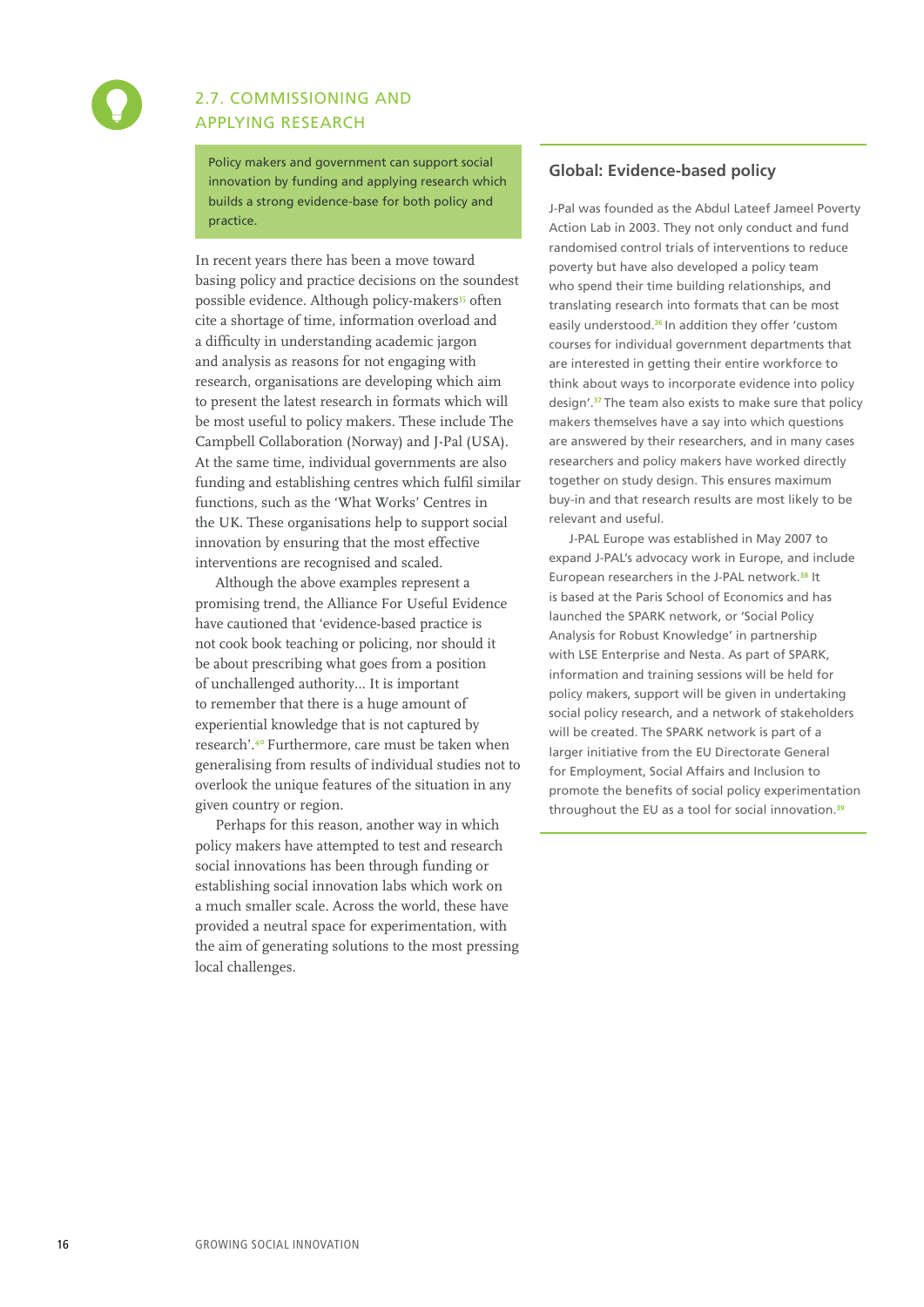## 2.7. COMMISSIONING AND APPLYING RESEARCH

Policy makers and government can support social innovation by funding and applying research which builds a strong evidence-base for both policy and practice.

In recent years there has been a move toward basing policy and practice decisions on the soundest possible evidence. Although policy-makers[35] often cite a shortage of time, information overload and a difficulty in understanding academic jargon and analysis as reasons for not engaging with research, organisations are developing which aim to present the latest research in formats which will be most useful to policy makers. These include The Campbell Collaboration (Norway) and J-Pal (USA). At the same time, individual governments are also funding and establishing centres which fulfil similar functions, such as the 'What Works' Centres in the UK. These organisations help to support social innovation by ensuring that the most effective interventions are recognised and scaled.

Although the above examples represent a promising trend, the Alliance For Useful Evidence have cautioned that 'evidence-based practice is not cook book teaching or policing, nor should it be about prescribing what goes from a position of unchallenged authority... It is important to remember that there is a huge amount of experiential knowledge that is not captured by research'.[40] Furthermore, care must be taken when generalising from results of individual studies not to overlook the unique features of the situation in any given country or region.

Perhaps for this reason, another way in which policy makers have attempted to test and research social innovations has been through funding or establishing social innovation labs which work on a much smaller scale. Across the world, these have provided a neutral space for experimentation, with the aim of generating solutions to the most pressing local challenges.

### Global: Evidence-based policy

J-Pal was founded as the Abdul Lateef Jameel Poverty Action Lab in 2003. They not only conduct and fund randomised control trials of interventions to reduce poverty but have also developed a policy team who spend their time building relationships, and translating research into formats that can be most easily understood.[36] In addition they offer 'custom courses for individual government departments that are interested in getting their entire workforce to think about ways to incorporate evidence into policy design'.[37] The team also exists to make sure that policy makers themselves have a say into which questions are answered by their researchers, and in many cases researchers and policy makers have worked directly together on study design. This ensures maximum buy-in and that research results are most likely to be relevant and useful.

J-PAL Europe was established in May 2007 to expand J-PAL's advocacy work in Europe, and include European researchers in the J-PAL network.[38] It is based at the Paris School of Economics and has launched the SPARK network, or 'Social Policy Analysis for Robust Knowledge' in partnership with LSE Enterprise and Nesta. As part of SPARK, information and training sessions will be held for policy makers, support will be given in undertaking social policy research, and a network of stakeholders will be created. The SPARK network is part of a larger initiative from the EU Directorate General for Employment, Social Affairs and Inclusion to promote the benefits of social policy experimentation throughout the EU as a tool for social innovation.[39]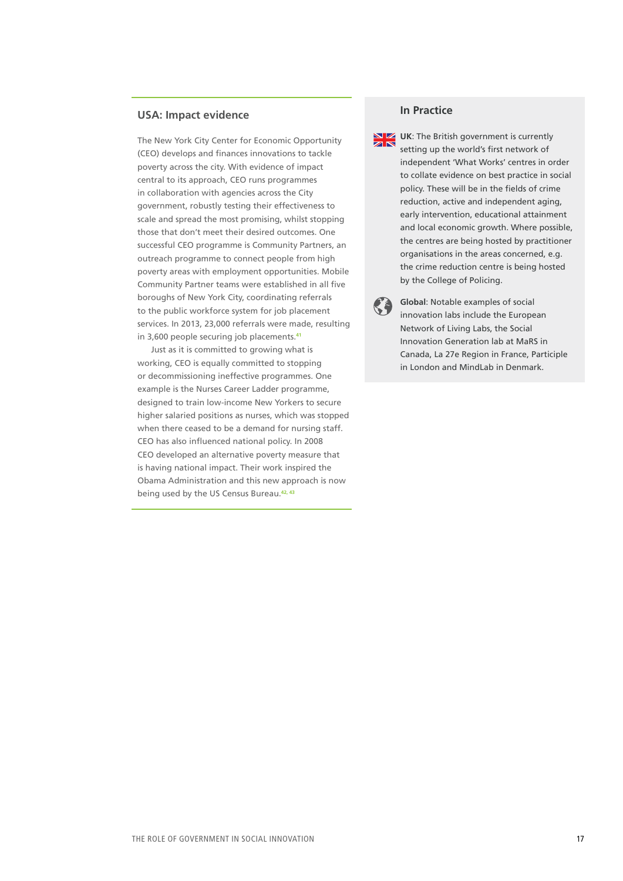## USA: Impact evidence

The New York City Center for Economic Opportunity (CEO) develops and finances innovations to tackle poverty across the city. With evidence of impact central to its approach, CEO runs programmes in collaboration with agencies across the City government, robustly testing their effectiveness to scale and spread the most promising, whilst stopping those that don't meet their desired outcomes. One successful CEO programme is Community Partners, an outreach programme to connect people from high poverty areas with employment opportunities. Mobile Community Partner teams were established in all five boroughs of New York City, coordinating referrals to the public workforce system for job placement services. In 2013, 23,000 referrals were made, resulting in 3,600 people securing job placements.[41]

Just as it is committed to growing what is working, CEO is equally committed to stopping or decommissioning ineffective programmes. One example is the Nurses Career Ladder programme, designed to train low-income New Yorkers to secure higher salaried positions as nurses, which was stopped when there ceased to be a demand for nursing staff. CEO has also influenced national policy. In 2008 CEO developed an alternative poverty measure that is having national impact. Their work inspired the Obama Administration and this new approach is now being used by the US Census Bureau.[42, 43]

## In Practice

**UK**: The British government is currently setting up the world's first network of independent 'What Works' centres in order to collate evidence on best practice in social policy. These will be in the fields of crime reduction, active and independent aging, early intervention, educational attainment and local economic growth. Where possible, the centres are being hosted by practitioner organisations in the areas concerned, e.g. the crime reduction centre is being hosted by the College of Policing.

**Global**: Notable examples of social innovation labs include the European Network of Living Labs, the Social Innovation Generation lab at MaRS in Canada, La 27e Region in France, Participle in London and MindLab in Denmark.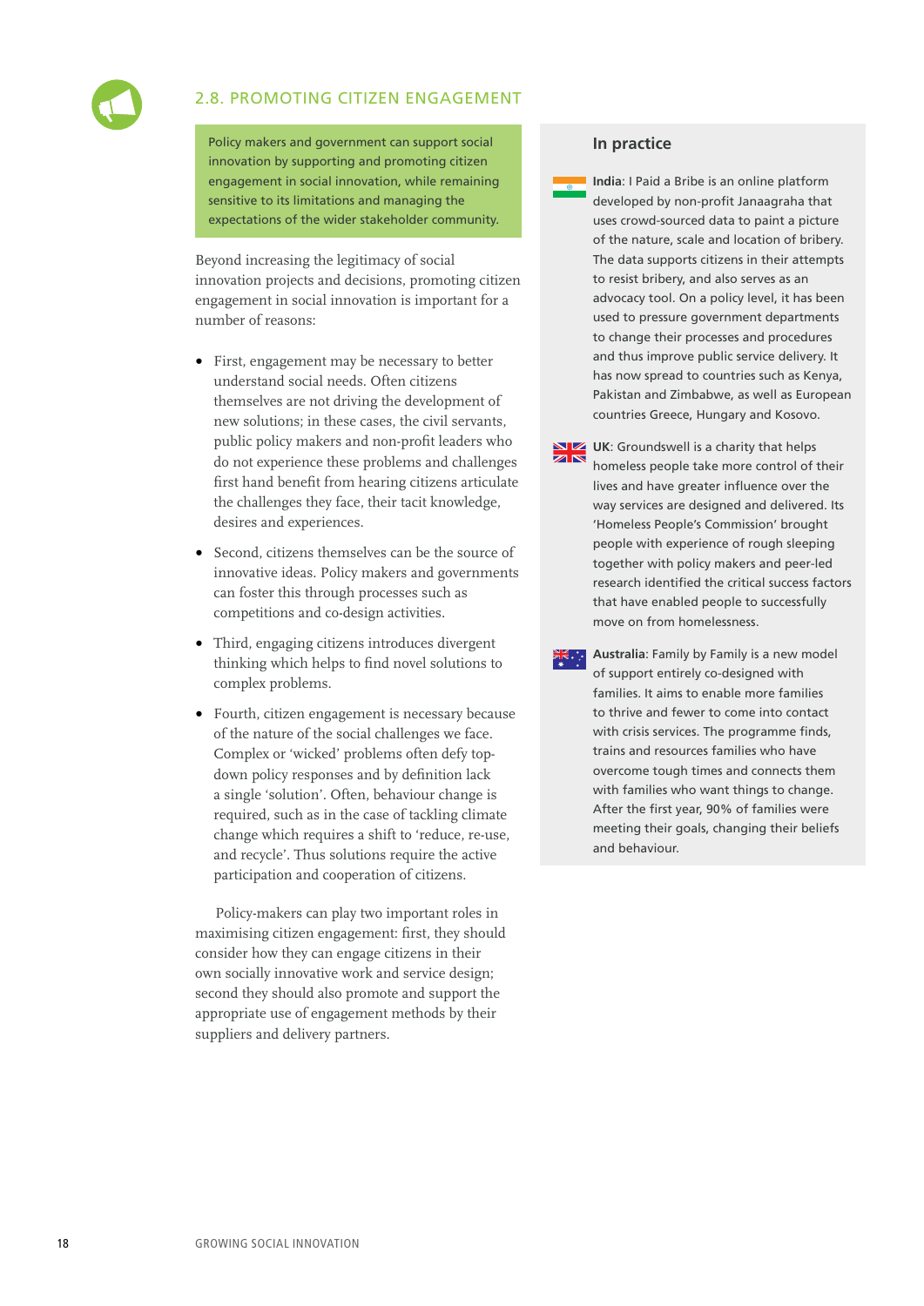## 2.8. PROMOTING CITIZEN ENGAGEMENT

Policy makers and government can support social innovation by supporting and promoting citizen engagement in social innovation, while remaining sensitive to its limitations and managing the expectations of the wider stakeholder community.

Beyond increasing the legitimacy of social innovation projects and decisions, promoting citizen engagement in social innovation is important for a number of reasons:

- First, engagement may be necessary to better understand social needs. Often citizens themselves are not driving the development of new solutions; in these cases, the civil servants, public policy makers and non-profit leaders who do not experience these problems and challenges first hand benefit from hearing citizens articulate the challenges they face, their tacit knowledge, desires and experiences.
- Second, citizens themselves can be the source of innovative ideas. Policy makers and governments can foster this through processes such as competitions and co-design activities.
- Third, engaging citizens introduces divergent thinking which helps to find novel solutions to complex problems.
- Fourth, citizen engagement is necessary because of the nature of the social challenges we face. Complex or 'wicked' problems often defy top-down policy responses and by definition lack a single 'solution'. Often, behaviour change is required, such as in the case of tackling climate change which requires a shift to 'reduce, re-use, and recycle'. Thus solutions require the active participation and cooperation of citizens.

Policy-makers can play two important roles in maximising citizen engagement: first, they should consider how they can engage citizens in their own socially innovative work and service design; second they should also promote and support the appropriate use of engagement methods by their suppliers and delivery partners.

### In practice

**India**: I Paid a Bribe is an online platform developed by non-profit Janaagraha that uses crowd-sourced data to paint a picture of the nature, scale and location of bribery. The data supports citizens in their attempts to resist bribery, and also serves as an advocacy tool. On a policy level, it has been used to pressure government departments to change their processes and procedures and thus improve public service delivery. It has now spread to countries such as Kenya, Pakistan and Zimbabwe, as well as European countries Greece, Hungary and Kosovo.

**UK**: Groundswell is a charity that helps homeless people take more control of their lives and have greater influence over the way services are designed and delivered. Its 'Homeless People's Commission' brought people with experience of rough sleeping together with policy makers and peer-led research identified the critical success factors that have enabled people to successfully move on from homelessness.

**Australia**: Family by Family is a new model of support entirely co-designed with families. It aims to enable more families to thrive and fewer to come into contact with crisis services. The programme finds, trains and resources families who have overcome tough times and connects them with families who want things to change. After the first year, 90% of families were meeting their goals, changing their beliefs and behaviour.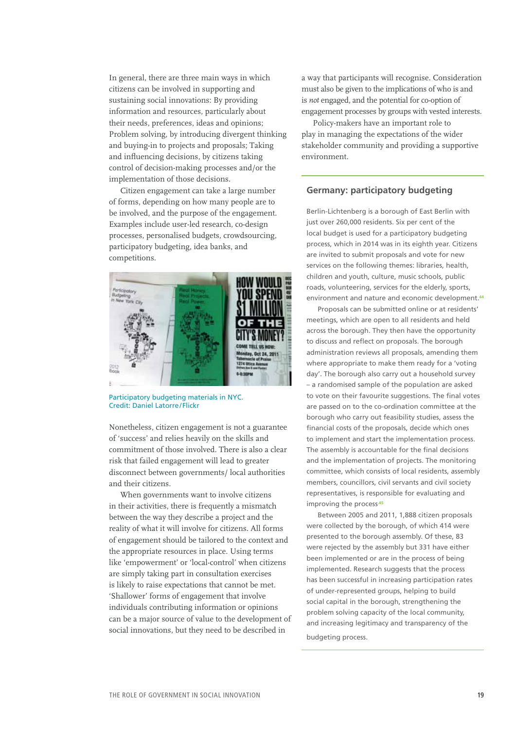In general, there are three main ways in which citizens can be involved in supporting and sustaining social innovations: By providing information and resources, particularly about their needs, preferences, ideas and opinions; Problem solving, by introducing divergent thinking and buying-in to projects and proposals; Taking and influencing decisions, by citizens taking control of decision-making processes and/or the implementation of those decisions.

Citizen engagement can take a large number of forms, depending on how many people are to be involved, and the purpose of the engagement. Examples include user-led research, co-design processes, personalised budgets, crowdsourcing, participatory budgeting, idea banks, and competitions.

Participatory budgeting materials in NYC.
Credit: Daniel Latorre/Flickr

Nonetheless, citizen engagement is not a guarantee of 'success' and relies heavily on the skills and commitment of those involved. There is also a clear risk that failed engagement will lead to greater disconnect between governments/ local authorities and their citizens.

When governments want to involve citizens in their activities, there is frequently a mismatch between the way they describe a project and the reality of what it will involve for citizens. All forms of engagement should be tailored to the context and the appropriate resources in place. Using terms like 'empowerment' or 'local-control' when citizens are simply taking part in consultation exercises is likely to raise expectations that cannot be met. 'Shallower' forms of engagement that involve individuals contributing information or opinions can be a major source of value to the development of social innovations, but they need to be described in a way that participants will recognise. Consideration must also be given to the implications of who is and is *not* engaged, and the potential for co-option of engagement processes by groups with vested interests.

Policy-makers have an important role to play in managing the expectations of the wider stakeholder community and providing a supportive environment.

## Germany: participatory budgeting

Berlin-Lichtenberg is a borough of East Berlin with just over 260,000 residents. Six per cent of the local budget is used for a participatory budgeting process, which in 2014 was in its eighth year. Citizens are invited to submit proposals and vote for new services on the following themes: libraries, health, children and youth, culture, music schools, public roads, volunteering, services for the elderly, sports, environment and nature and economic development.[44]

Proposals can be submitted online or at residents' meetings, which are open to all residents and held across the borough. They then have the opportunity to discuss and reflect on proposals. The borough administration reviews all proposals, amending them where appropriate to make them ready for a 'voting day'. The borough also carry out a household survey – a randomised sample of the population are asked to vote on their favourite suggestions. The final votes are passed on to the co-ordination committee at the borough who carry out feasibility studies, assess the financial costs of the proposals, decide which ones to implement and start the implementation process. The assembly is accountable for the final decisions and the implementation of projects. The monitoring committee, which consists of local residents, assembly members, councillors, civil servants and civil society representatives, is responsible for evaluating and improving the process[45]

Between 2005 and 2011, 1,888 citizen proposals were collected by the borough, of which 414 were presented to the borough assembly. Of these, 83 were rejected by the assembly but 331 have either been implemented or are in the process of being implemented. Research suggests that the process has been successful in increasing participation rates of under-represented groups, helping to build social capital in the borough, strengthening the problem solving capacity of the local community, and increasing legitimacy and transparency of the budgeting process.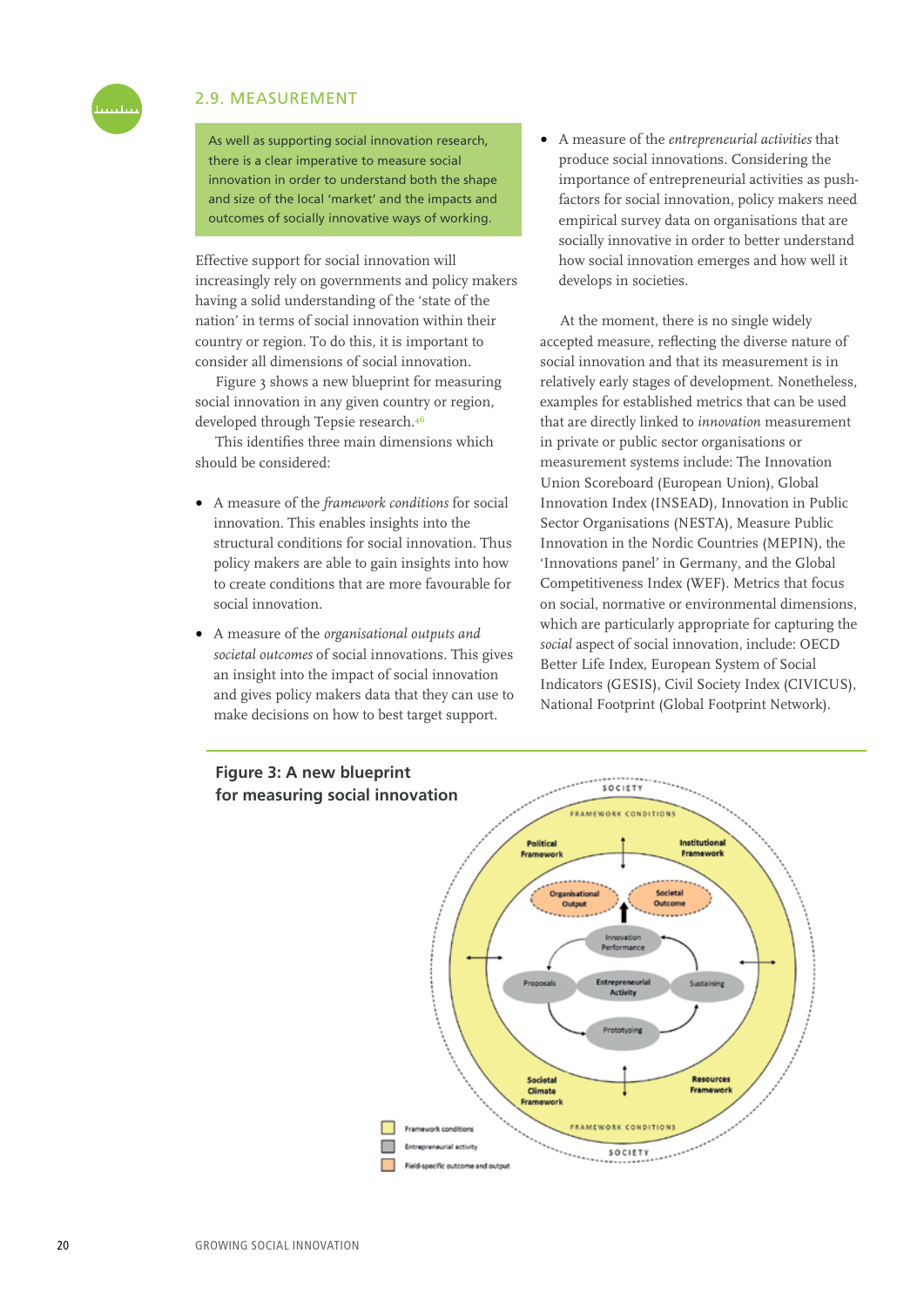## 2.9. MEASUREMENT

As well as supporting social innovation research, there is a clear imperative to measure social innovation in order to understand both the shape and size of the local 'market' and the impacts and outcomes of socially innovative ways of working.

Effective support for social innovation will increasingly rely on governments and policy makers having a solid understanding of the 'state of the nation' in terms of social innovation within their country or region. To do this, it is important to consider all dimensions of social innovation.

Figure 3 shows a new blueprint for measuring social innovation in any given country or region, developed through Tepsie research.[46]

This identifies three main dimensions which should be considered:

- A measure of the *framework conditions* for social innovation. This enables insights into the structural conditions for social innovation. Thus policy makers are able to gain insights into how to create conditions that are more favourable for social innovation.
- A measure of the *organisational outputs and societal outcomes* of social innovations. This gives an insight into the impact of social innovation and gives policy makers data that they can use to make decisions on how to best target support.
- A measure of the *entrepreneurial activities* that produce social innovations. Considering the importance of entrepreneurial activities as push-factors for social innovation, policy makers need empirical survey data on organisations that are socially innovative in order to better understand how social innovation emerges and how well it develops in societies.

At the moment, there is no single widely accepted measure, reflecting the diverse nature of social innovation and that its measurement is in relatively early stages of development. Nonetheless, examples for established metrics that can be used that are directly linked to *innovation* measurement in private or public sector organisations or measurement systems include: The Innovation Union Scoreboard (European Union), Global Innovation Index (INSEAD), Innovation in Public Sector Organisations (NESTA), Measure Public Innovation in the Nordic Countries (MEPIN), the 'Innovations panel' in Germany, and the Global Competitiveness Index (WEF). Metrics that focus on social, normative or environmental dimensions, which are particularly appropriate for capturing the *social* aspect of social innovation, include: OECD Better Life Index, European System of Social Indicators (GESIS), Civil Society Index (CIVICUS), National Footprint (Global Footprint Network).

**Figure 3: A new blueprint for measuring social innovation**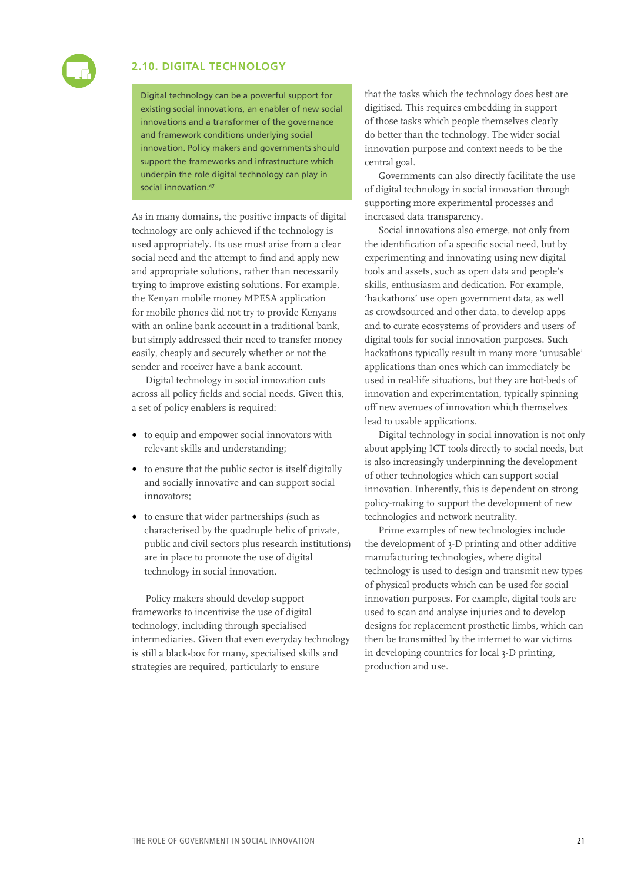## 2.10. DIGITAL TECHNOLOGY

Digital technology can be a powerful support for existing social innovations, an enabler of new social innovations and a transformer of the governance and framework conditions underlying social innovation. Policy makers and governments should support the frameworks and infrastructure which underpin the role digital technology can play in social innovation.[47]

As in many domains, the positive impacts of digital technology are only achieved if the technology is used appropriately. Its use must arise from a clear social need and the attempt to find and apply new and appropriate solutions, rather than necessarily trying to improve existing solutions. For example, the Kenyan mobile money MPESA application for mobile phones did not try to provide Kenyans with an online bank account in a traditional bank, but simply addressed their need to transfer money easily, cheaply and securely whether or not the sender and receiver have a bank account.

Digital technology in social innovation cuts across all policy fields and social needs. Given this, a set of policy enablers is required:

- to equip and empower social innovators with relevant skills and understanding;
- to ensure that the public sector is itself digitally and socially innovative and can support social innovators;
- to ensure that wider partnerships (such as characterised by the quadruple helix of private, public and civil sectors plus research institutions) are in place to promote the use of digital technology in social innovation.

Policy makers should develop support frameworks to incentivise the use of digital technology, including through specialised intermediaries. Given that even everyday technology is still a black-box for many, specialised skills and strategies are required, particularly to ensure that the tasks which the technology does best are digitised. This requires embedding in support of those tasks which people themselves clearly do better than the technology. The wider social innovation purpose and context needs to be the central goal.

Governments can also directly facilitate the use of digital technology in social innovation through supporting more experimental processes and increased data transparency.

Social innovations also emerge, not only from the identification of a specific social need, but by experimenting and innovating using new digital tools and assets, such as open data and people's skills, enthusiasm and dedication. For example, 'hackathons' use open government data, as well as crowdsourced and other data, to develop apps and to curate ecosystems of providers and users of digital tools for social innovation purposes. Such hackathons typically result in many more 'unusable' applications than ones which can immediately be used in real-life situations, but they are hot-beds of innovation and experimentation, typically spinning off new avenues of innovation which themselves lead to usable applications.

Digital technology in social innovation is not only about applying ICT tools directly to social needs, but is also increasingly underpinning the development of other technologies which can support social innovation. Inherently, this is dependent on strong policy-making to support the development of new technologies and network neutrality.

Prime examples of new technologies include the development of 3-D printing and other additive manufacturing technologies, where digital technology is used to design and transmit new types of physical products which can be used for social innovation purposes. For example, digital tools are used to scan and analyse injuries and to develop designs for replacement prosthetic limbs, which can then be transmitted by the internet to war victims in developing countries for local 3-D printing, production and use.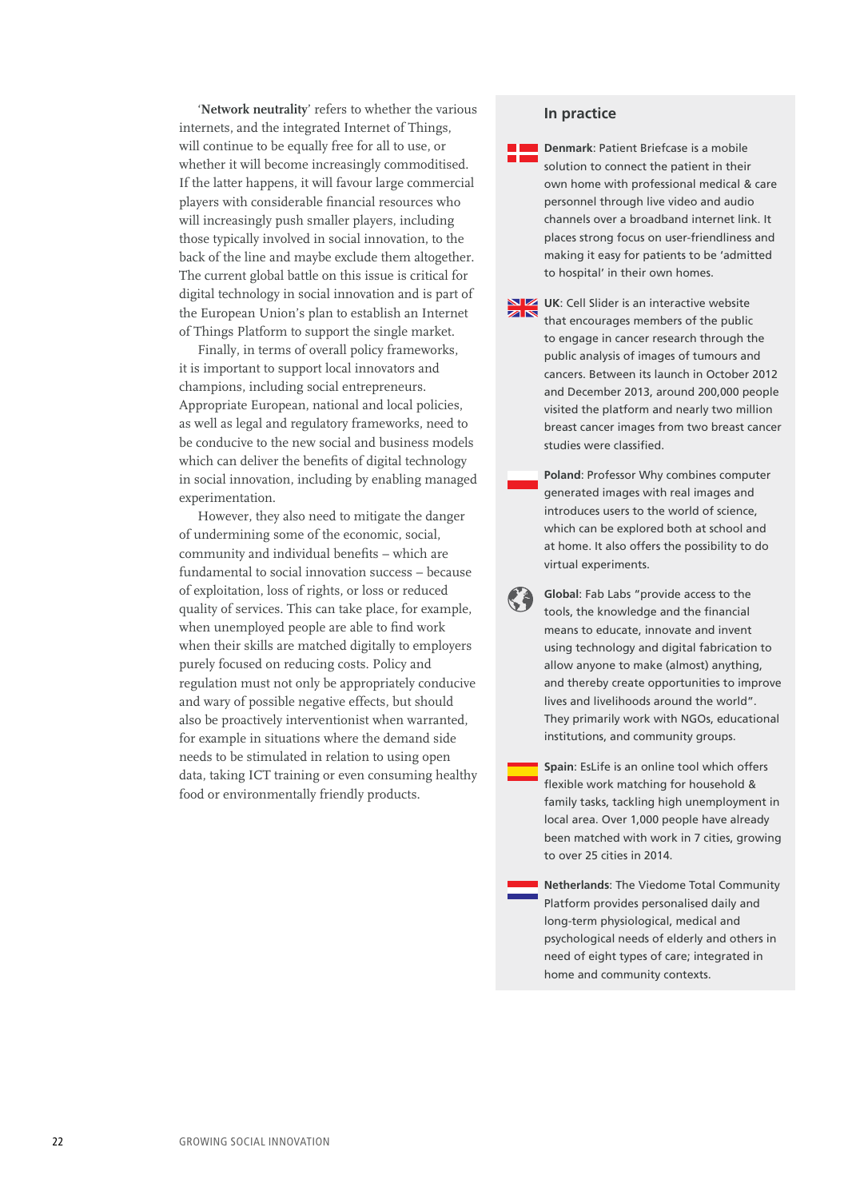'**Network neutrality**' refers to whether the various internets, and the integrated Internet of Things, will continue to be equally free for all to use, or whether it will become increasingly commoditised. If the latter happens, it will favour large commercial players with considerable financial resources who will increasingly push smaller players, including those typically involved in social innovation, to the back of the line and maybe exclude them altogether. The current global battle on this issue is critical for digital technology in social innovation and is part of the European Union's plan to establish an Internet of Things Platform to support the single market.

Finally, in terms of overall policy frameworks, it is important to support local innovators and champions, including social entrepreneurs. Appropriate European, national and local policies, as well as legal and regulatory frameworks, need to be conducive to the new social and business models which can deliver the benefits of digital technology in social innovation, including by enabling managed experimentation.

However, they also need to mitigate the danger of undermining some of the economic, social, community and individual benefits – which are fundamental to social innovation success – because of exploitation, loss of rights, or loss or reduced quality of services. This can take place, for example, when unemployed people are able to find work when their skills are matched digitally to employers purely focused on reducing costs. Policy and regulation must not only be appropriately conducive and wary of possible negative effects, but should also be proactively interventionist when warranted, for example in situations where the demand side needs to be stimulated in relation to using open data, taking ICT training or even consuming healthy food or environmentally friendly products.

## In practice

**Denmark**: Patient Briefcase is a mobile solution to connect the patient in their own home with professional medical & care personnel through live video and audio channels over a broadband internet link. It places strong focus on user-friendliness and making it easy for patients to be 'admitted to hospital' in their own homes.

**UK**: Cell Slider is an interactive website that encourages members of the public to engage in cancer research through the public analysis of images of tumours and cancers. Between its launch in October 2012 and December 2013, around 200,000 people visited the platform and nearly two million breast cancer images from two breast cancer studies were classified.

**Poland**: Professor Why combines computer generated images with real images and introduces users to the world of science, which can be explored both at school and at home. It also offers the possibility to do virtual experiments.

**Global**: Fab Labs "provide access to the tools, the knowledge and the financial means to educate, innovate and invent using technology and digital fabrication to allow anyone to make (almost) anything, and thereby create opportunities to improve lives and livelihoods around the world". They primarily work with NGOs, educational institutions, and community groups.

**Spain**: EsLife is an online tool which offers flexible work matching for household & family tasks, tackling high unemployment in local area. Over 1,000 people have already been matched with work in 7 cities, growing to over 25 cities in 2014.

**Netherlands**: The Viedome Total Community Platform provides personalised daily and long-term physiological, medical and psychological needs of elderly and others in need of eight types of care; integrated in home and community contexts.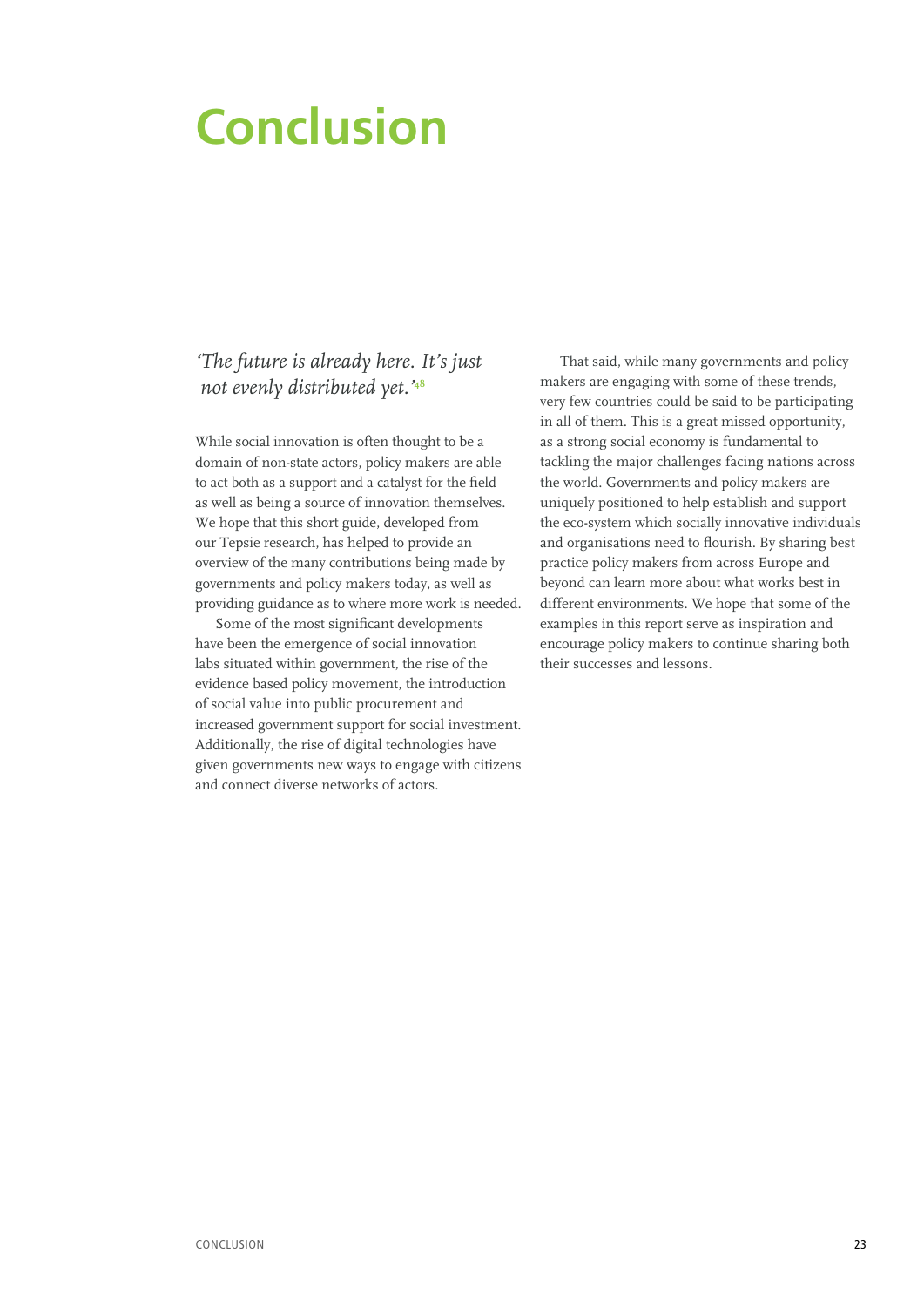# Conclusion

*'The future is already here. It's just not evenly distributed yet.'*[48]

While social innovation is often thought to be a domain of non-state actors, policy makers are able to act both as a support and a catalyst for the field as well as being a source of innovation themselves. We hope that this short guide, developed from our Tepsie research, has helped to provide an overview of the many contributions being made by governments and policy makers today, as well as providing guidance as to where more work is needed.

Some of the most significant developments have been the emergence of social innovation labs situated within government, the rise of the evidence based policy movement, the introduction of social value into public procurement and increased government support for social investment. Additionally, the rise of digital technologies have given governments new ways to engage with citizens and connect diverse networks of actors.

That said, while many governments and policy makers are engaging with some of these trends, very few countries could be said to be participating in all of them. This is a great missed opportunity, as a strong social economy is fundamental to tackling the major challenges facing nations across the world. Governments and policy makers are uniquely positioned to help establish and support the eco-system which socially innovative individuals and organisations need to flourish. By sharing best practice policy makers from across Europe and beyond can learn more about what works best in different environments. We hope that some of the examples in this report serve as inspiration and encourage policy makers to continue sharing both their successes and lessons.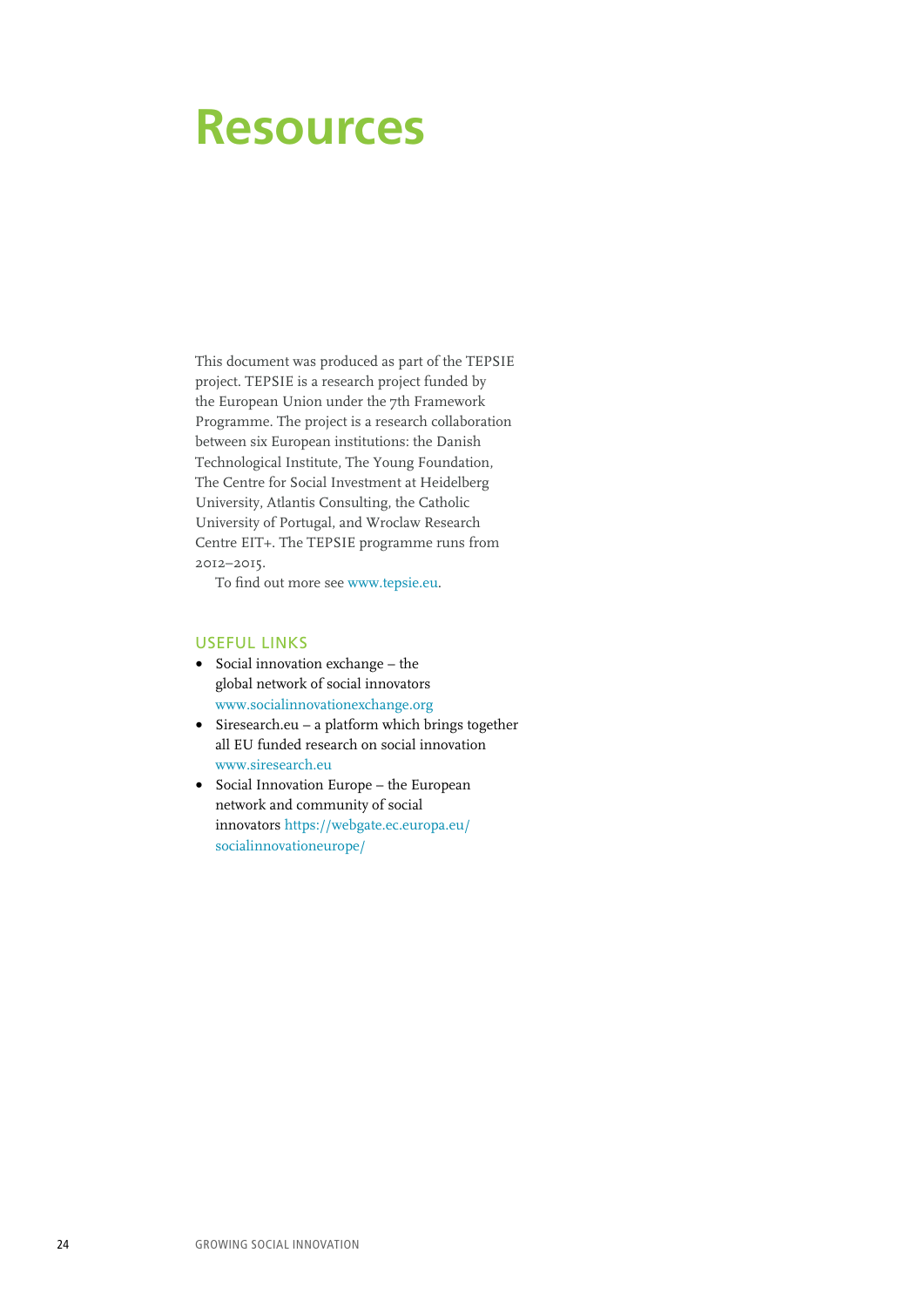# Resources

This document was produced as part of the TEPSIE project. TEPSIE is a research project funded by the European Union under the 7th Framework Programme. The project is a research collaboration between six European institutions: the Danish Technological Institute, The Young Foundation, The Centre for Social Investment at Heidelberg University, Atlantis Consulting, the Catholic University of Portugal, and Wroclaw Research Centre EIT+. The TEPSIE programme runs from 2012–2015.

To find out more see www.tepsie.eu.

## USEFUL LINKS

- Social innovation exchange – the global network of social innovators www.socialinnovationexchange.org
- Siresearch.eu – a platform which brings together all EU funded research on social innovation www.siresearch.eu
- Social Innovation Europe – the European network and community of social innovators https://webgate.ec.europa.eu/socialinnovationeurope/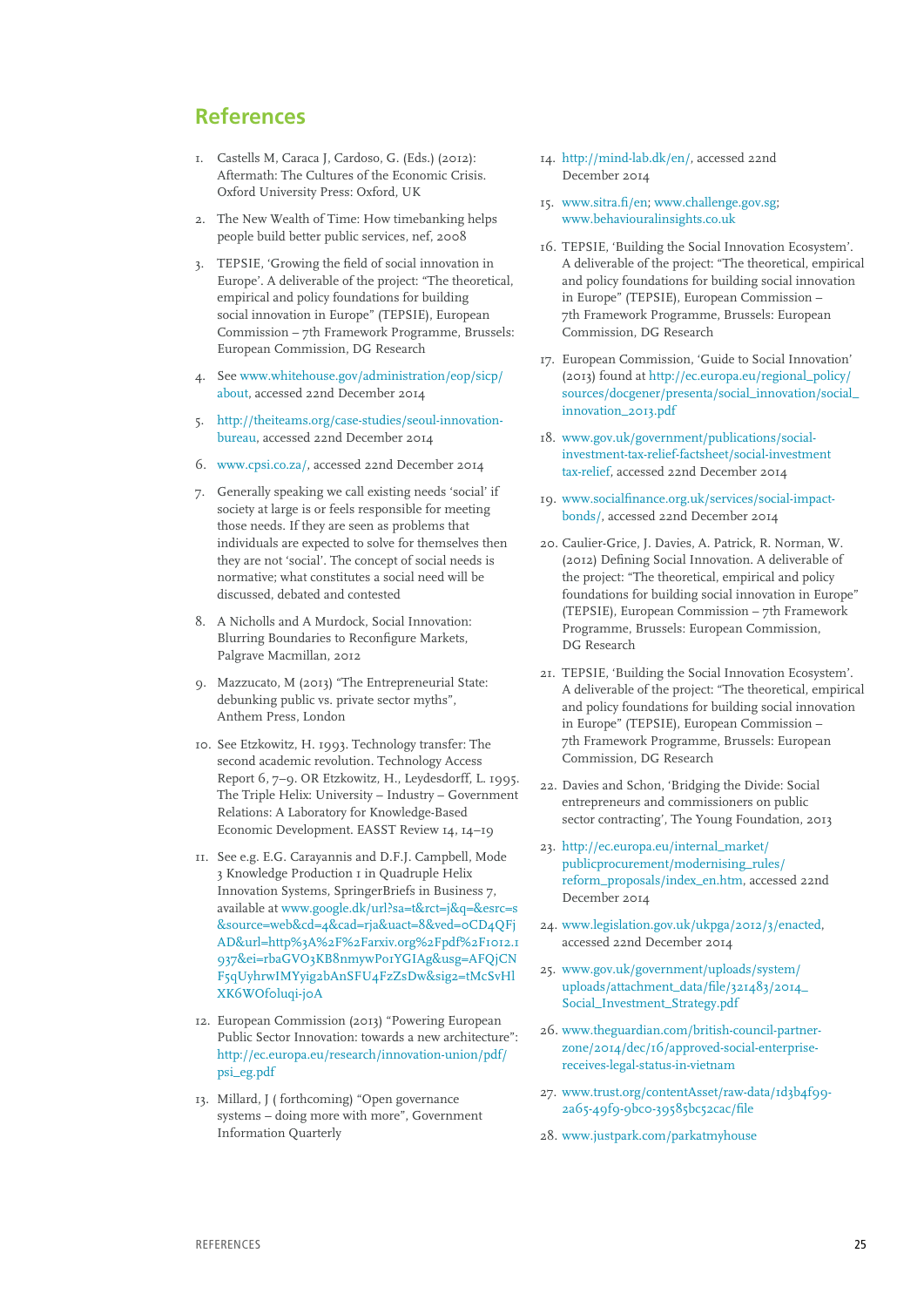## References

1. Castells M, Caraca J, Cardoso, G. (Eds.) (2012): Aftermath: The Cultures of the Economic Crisis. Oxford University Press: Oxford, UK
2. The New Wealth of Time: How timebanking helps people build better public services, nef, 2008
3. TEPSIE, 'Growing the field of social innovation in Europe'. A deliverable of the project: "The theoretical, empirical and policy foundations for building social innovation in Europe" (TEPSIE), European Commission – 7th Framework Programme, Brussels: European Commission, DG Research
4. See www.whitehouse.gov/administration/eop/sicp/about, accessed 22nd December 2014
5. http://theiteams.org/case-studies/seoul-innovation-bureau, accessed 22nd December 2014
6. www.cpsi.co.za/, accessed 22nd December 2014
7. Generally speaking we call existing needs 'social' if society at large is or feels responsible for meeting those needs. If they are seen as problems that individuals are expected to solve for themselves then they are not 'social'. The concept of social needs is normative; what constitutes a social need will be discussed, debated and contested
8. A Nicholls and A Murdock, Social Innovation: Blurring Boundaries to Reconfigure Markets, Palgrave Macmillan, 2012
9. Mazzucato, M (2013) "The Entrepreneurial State: debunking public vs. private sector myths", Anthem Press, London
10. See Etzkowitz, H. 1993. Technology transfer: The second academic revolution. Technology Access Report 6, 7–9. OR Etzkowitz, H., Leydesdorff, L. 1995. The Triple Helix: University – Industry – Government Relations: A Laboratory for Knowledge-Based Economic Development. EASST Review 14, 14–19
11. See e.g. E.G. Carayannis and D.F.J. Campbell, Mode 3 Knowledge Production 1 in Quadruple Helix Innovation Systems, SpringerBriefs in Business 7, available at www.google.dk/url?sa=t&rct=j&q=&esrc=s&source=web&cd=4&cad=rja&uact=8&ved=0CD4QFjAD&url=http%3A%2F%2Farxiv.org%2Fpdf%2F1012.1937&ei=rbaGVO3KB8nmywP01YGIAg&usg=AFQjCNF5qUyhrwIMYyig2bAnSFU4FzZsDw&sig2=tMcSvHlXK6WOfoluqi-j0A
12. European Commission (2013) "Powering European Public Sector Innovation: towards a new architecture": http://ec.europa.eu/research/innovation-union/pdf/psi_eg.pdf
13. Millard, J ( forthcoming) "Open governance systems – doing more with more", Government Information Quarterly
14. http://mind-lab.dk/en/, accessed 22nd December 2014
15. www.sitra.fi/en; www.challenge.gov.sg; www.behaviouralinsights.co.uk
16. TEPSIE, 'Building the Social Innovation Ecosystem'. A deliverable of the project: "The theoretical, empirical and policy foundations for building social innovation in Europe" (TEPSIE), European Commission – 7th Framework Programme, Brussels: European Commission, DG Research
17. European Commission, 'Guide to Social Innovation' (2013) found at http://ec.europa.eu/regional_policy/sources/docgener/presenta/social_innovation/social_innovation_2013.pdf
18. www.gov.uk/government/publications/social-investment-tax-relief-factsheet/social-investment tax-relief, accessed 22nd December 2014
19. www.socialfinance.org.uk/services/social-impact-bonds/, accessed 22nd December 2014
20. Caulier-Grice, J. Davies, A. Patrick, R. Norman, W. (2012) Defining Social Innovation. A deliverable of the project: "The theoretical, empirical and policy foundations for building social innovation in Europe" (TEPSIE), European Commission – 7th Framework Programme, Brussels: European Commission, DG Research
21. TEPSIE, 'Building the Social Innovation Ecosystem'. A deliverable of the project: "The theoretical, empirical and policy foundations for building social innovation in Europe" (TEPSIE), European Commission – 7th Framework Programme, Brussels: European Commission, DG Research
22. Davies and Schon, 'Bridging the Divide: Social entrepreneurs and commissioners on public sector contracting', The Young Foundation, 2013
23. http://ec.europa.eu/internal_market/publicprocurement/modernising_rules/reform_proposals/index_en.htm, accessed 22nd December 2014
24. www.legislation.gov.uk/ukpga/2012/3/enacted, accessed 22nd December 2014
25. www.gov.uk/government/uploads/system/uploads/attachment_data/file/321483/2014_Social_Investment_Strategy.pdf
26. www.theguardian.com/british-council-partner-zone/2014/dec/16/approved-social-enterprise-receives-legal-status-in-vietnam
27. www.trust.org/contentAsset/raw-data/1d3b4f99-2a65-49f9-9bc0-39585bc52cac/file
28. www.justpark.com/parkatmyhouse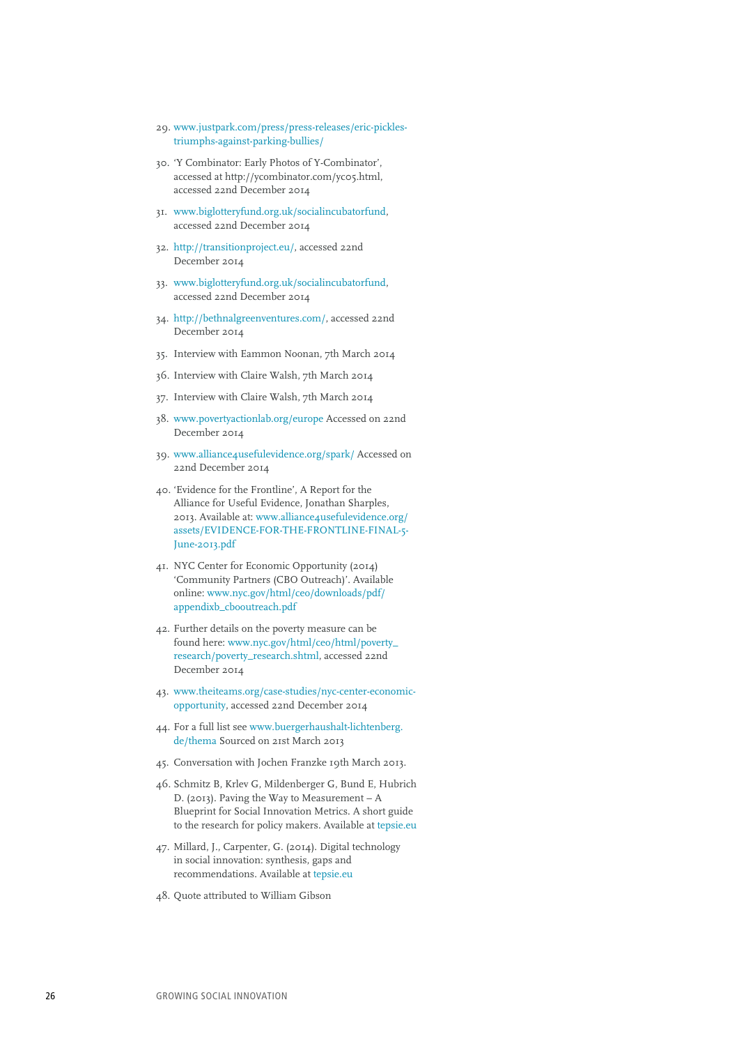29. www.justpark.com/press/press-releases/eric-pickles-triumphs-against-parking-bullies/
30. 'Y Combinator: Early Photos of Y-Combinator', accessed at http://ycombinator.com/yc05.html, accessed 22nd December 2014
31. www.biglotteryfund.org.uk/socialincubatorfund, accessed 22nd December 2014
32. http://transitionproject.eu/, accessed 22nd December 2014
33. www.biglotteryfund.org.uk/socialincubatorfund, accessed 22nd December 2014
34. http://bethnalgreenventures.com/, accessed 22nd December 2014
35. Interview with Eammon Noonan, 7th March 2014
36. Interview with Claire Walsh, 7th March 2014
37. Interview with Claire Walsh, 7th March 2014
38. www.povertyactionlab.org/europe Accessed on 22nd December 2014
39. www.alliance4usefulevidence.org/spark/ Accessed on 22nd December 2014
40. 'Evidence for the Frontline', A Report for the Alliance for Useful Evidence, Jonathan Sharples, 2013. Available at: www.alliance4usefulevidence.org/assets/EVIDENCE-FOR-THE-FRONTLINE-FINAL-5-June-2013.pdf
41. NYC Center for Economic Opportunity (2014) 'Community Partners (CBO Outreach)'. Available online: www.nyc.gov/html/ceo/downloads/pdf/appendixb_cbooutreach.pdf
42. Further details on the poverty measure can be found here: www.nyc.gov/html/ceo/html/poverty_research/poverty_research.shtml, accessed 22nd December 2014
43. www.theiteams.org/case-studies/nyc-center-economic-opportunity, accessed 22nd December 2014
44. For a full list see www.buergerhaushalt-lichtenberg.de/thema Sourced on 21st March 2013
45. Conversation with Jochen Franzke 19th March 2013.
46. Schmitz B, Krlev G, Mildenberger G, Bund E, Hubrich D. (2013). Paving the Way to Measurement – A Blueprint for Social Innovation Metrics. A short guide to the research for policy makers. Available at tepsie.eu
47. Millard, J., Carpenter, G. (2014). Digital technology in social innovation: synthesis, gaps and recommendations. Available at tepsie.eu
48. Quote attributed to William Gibson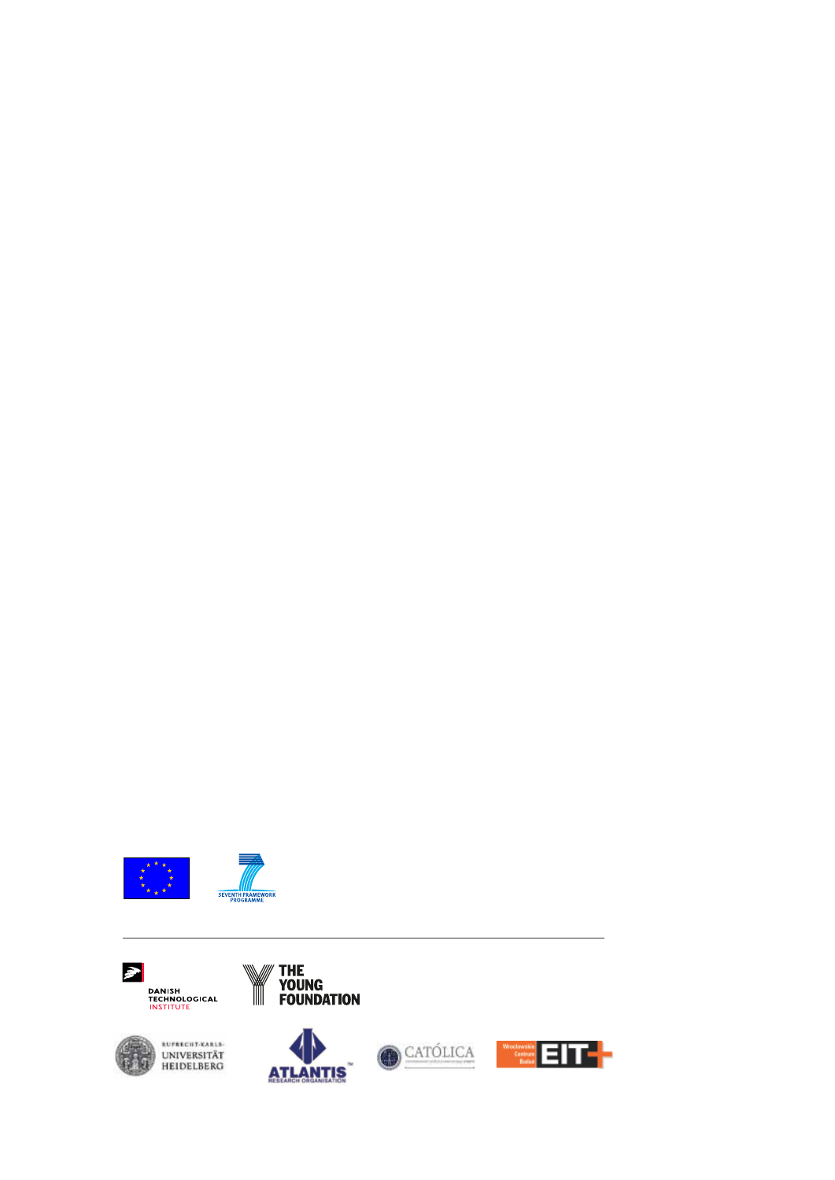SEVENTH FRAMEWORK PROGRAMME

DANISH TECHNOLOGICAL INSTITUTE

THE YOUNG FOUNDATION

RUPRECHT-KARLS-UNIVERSITÄT HEIDELBERG

ATLANTIS RESEARCH ORGANISATION

CATÓLICA

Wrocławskie Centrum Badań EIT+